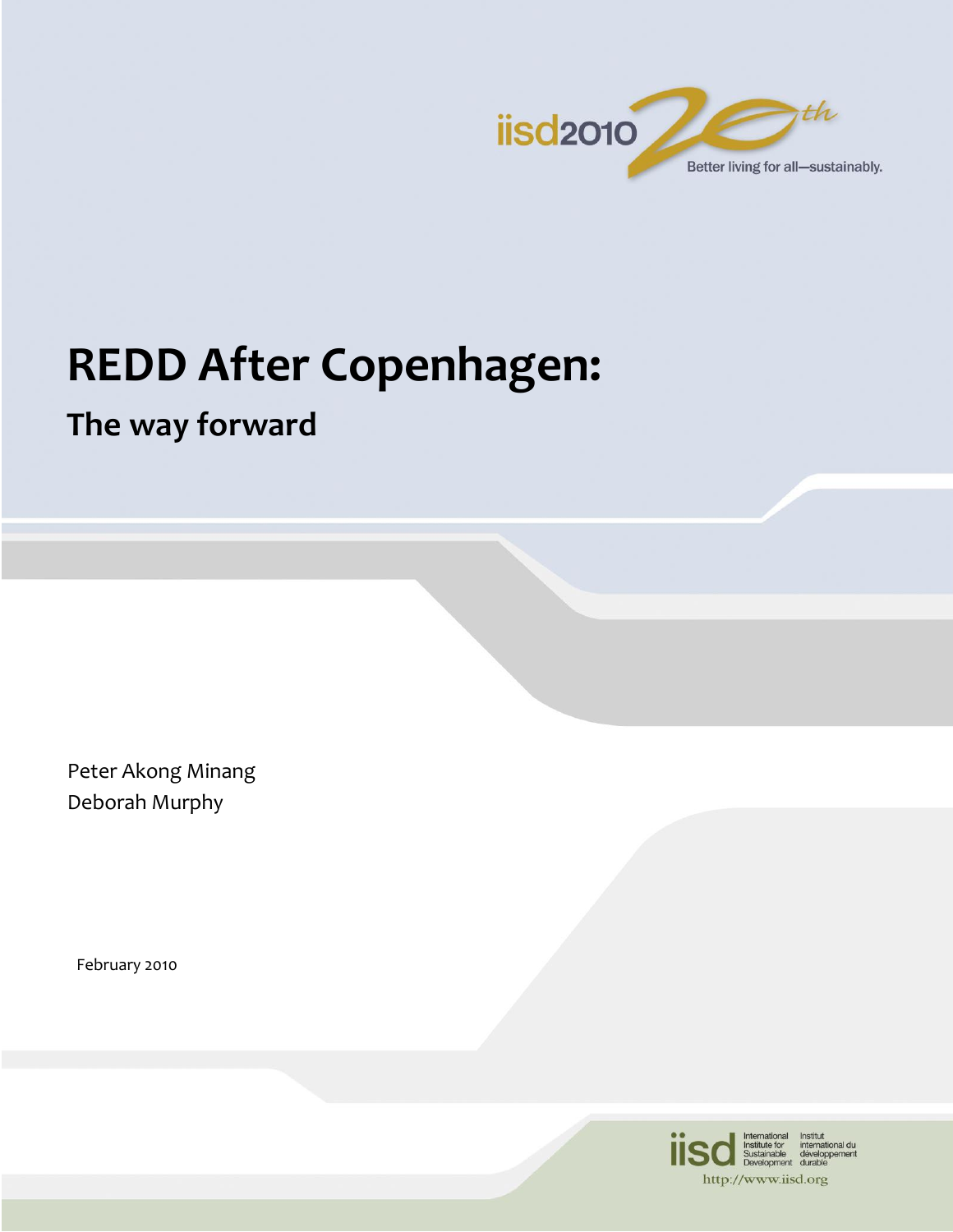iisd2010 20th

Better living for all—sustainably.

# REDD After Copenhagen:

## The way forward

Peter Akong Minang
Deborah Murphy

February 2010

iisd International Institute for Sustainable Development / Institut international du développement durable

http://www.iisd.org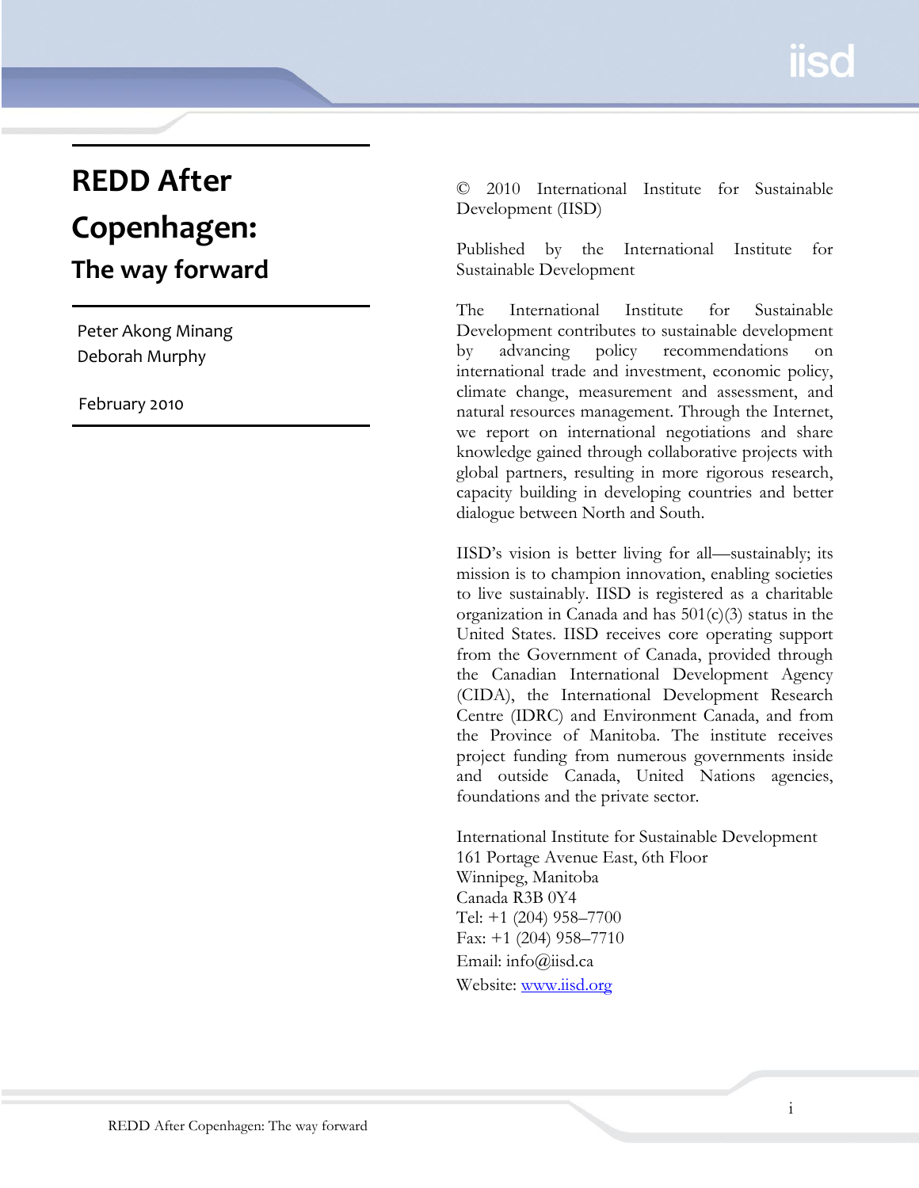# REDD After Copenhagen: The way forward

Peter Akong Minang
Deborah Murphy

February 2010

© 2010 International Institute for Sustainable Development (IISD)

Published by the International Institute for Sustainable Development

The International Institute for Sustainable Development contributes to sustainable development by advancing policy recommendations on international trade and investment, economic policy, climate change, measurement and assessment, and natural resources management. Through the Internet, we report on international negotiations and share knowledge gained through collaborative projects with global partners, resulting in more rigorous research, capacity building in developing countries and better dialogue between North and South.

IISD's vision is better living for all—sustainably; its mission is to champion innovation, enabling societies to live sustainably. IISD is registered as a charitable organization in Canada and has 501(c)(3) status in the United States. IISD receives core operating support from the Government of Canada, provided through the Canadian International Development Agency (CIDA), the International Development Research Centre (IDRC) and Environment Canada, and from the Province of Manitoba. The institute receives project funding from numerous governments inside and outside Canada, United Nations agencies, foundations and the private sector.

International Institute for Sustainable Development
161 Portage Avenue East, 6th Floor
Winnipeg, Manitoba
Canada R3B 0Y4
Tel: +1 (204) 958–7700
Fax: +1 (204) 958–7710
Email: info@iisd.ca
Website: www.iisd.org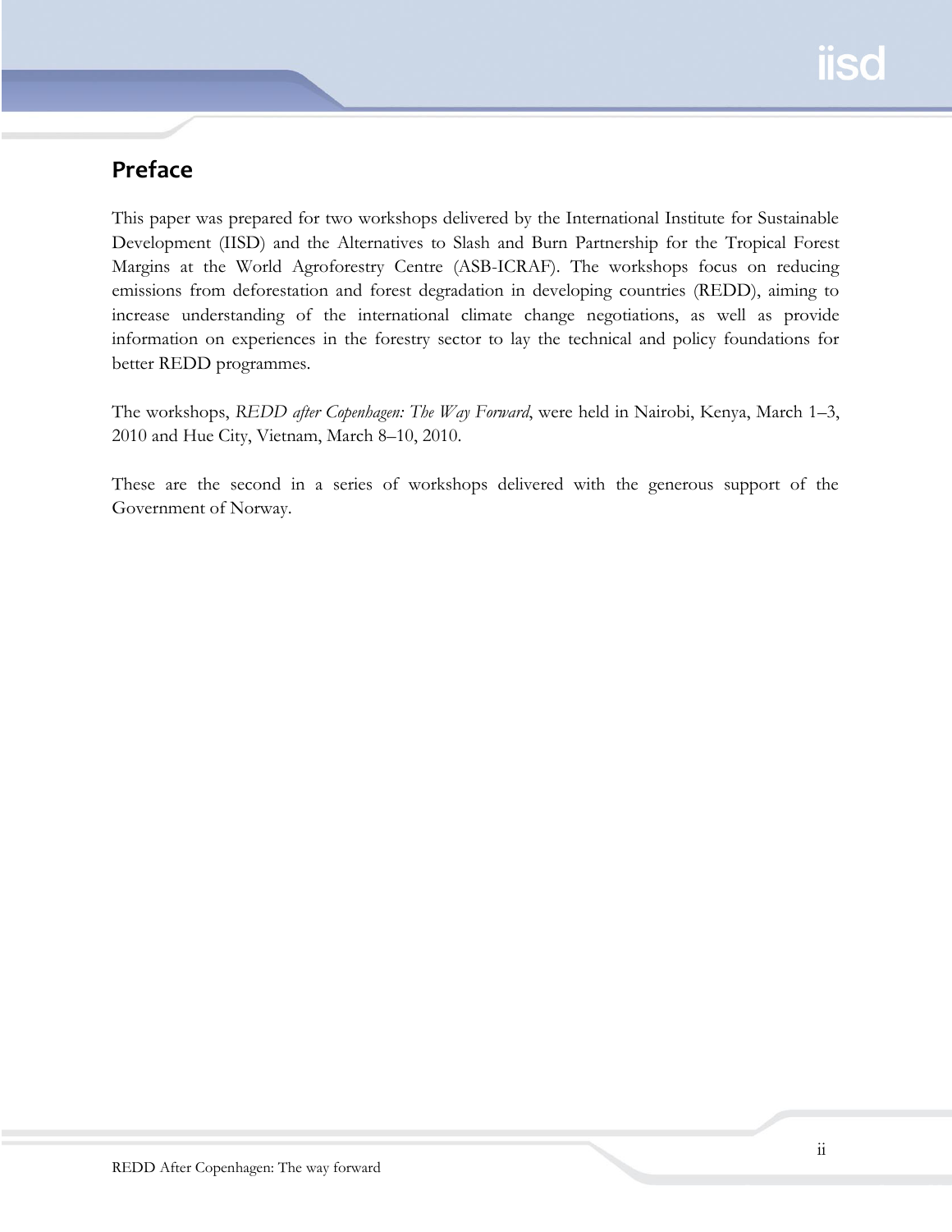## Preface

This paper was prepared for two workshops delivered by the International Institute for Sustainable Development (IISD) and the Alternatives to Slash and Burn Partnership for the Tropical Forest Margins at the World Agroforestry Centre (ASB-ICRAF). The workshops focus on reducing emissions from deforestation and forest degradation in developing countries (REDD), aiming to increase understanding of the international climate change negotiations, as well as provide information on experiences in the forestry sector to lay the technical and policy foundations for better REDD programmes.

The workshops, *REDD after Copenhagen: The Way Forward*, were held in Nairobi, Kenya, March 1–3, 2010 and Hue City, Vietnam, March 8–10, 2010.

These are the second in a series of workshops delivered with the generous support of the Government of Norway.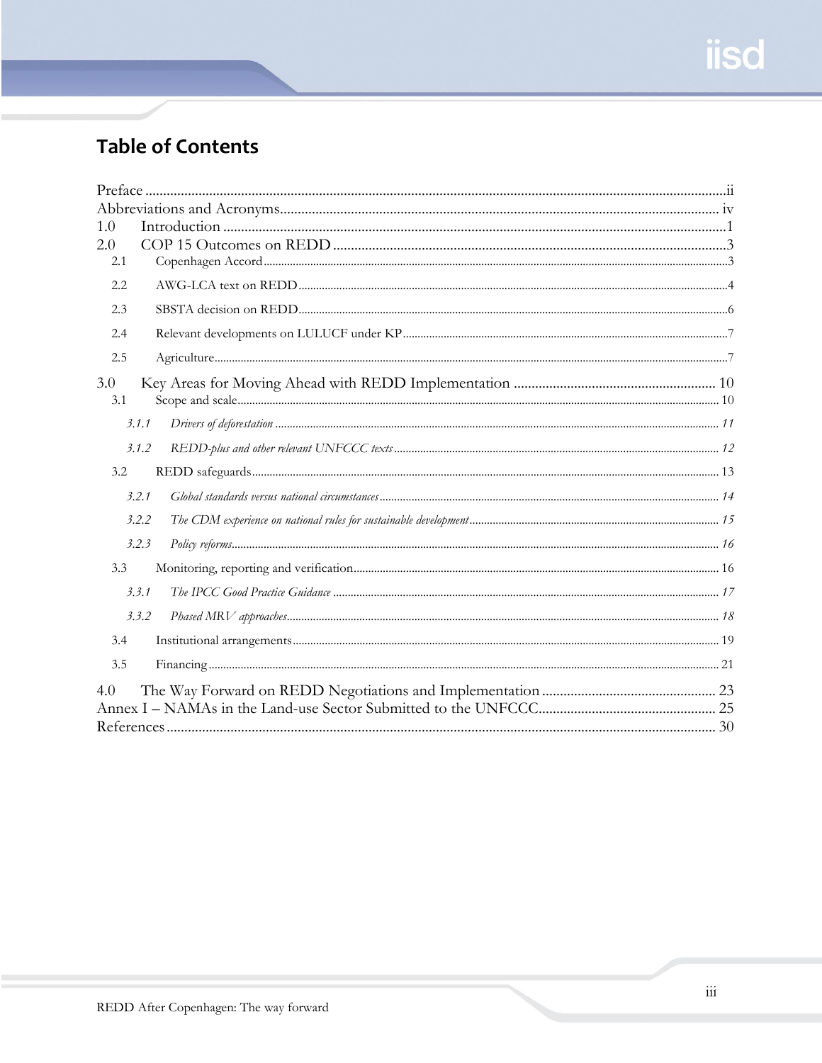# Table of Contents

Preface ..... ii
Abbreviations and Acronyms ..... iv
1.0 Introduction ..... 1
2.0 COP 15 Outcomes on REDD ..... 3
- 2.1 Copenhagen Accord ..... 3
- 2.2 AWG-LCA text on REDD ..... 4
- 2.3 SBSTA decision on REDD ..... 6
- 2.4 Relevant developments on LULUCF under KP ..... 7
- 2.5 Agriculture ..... 7

3.0 Key Areas for Moving Ahead with REDD Implementation ..... 10
- 3.1 Scope and scale ..... 10
  - *3.1.1 Drivers of deforestation ..... 11*
  - *3.1.2 REDD-plus and other relevant UNFCCC texts ..... 12*
- 3.2 REDD safeguards ..... 13
  - *3.2.1 Global standards versus national circumstances ..... 14*
  - *3.2.2 The CDM experience on national rules for sustainable development ..... 15*
  - *3.2.3 Policy reforms ..... 16*
- 3.3 Monitoring, reporting and verification ..... 16
  - *3.3.1 The IPCC Good Practice Guidance ..... 17*
  - *3.3.2 Phased MRV approaches ..... 18*
- 3.4 Institutional arrangements ..... 19
- 3.5 Financing ..... 21

4.0 The Way Forward on REDD Negotiations and Implementation ..... 23
Annex I – NAMAs in the Land-use Sector Submitted to the UNFCCC ..... 25
References ..... 30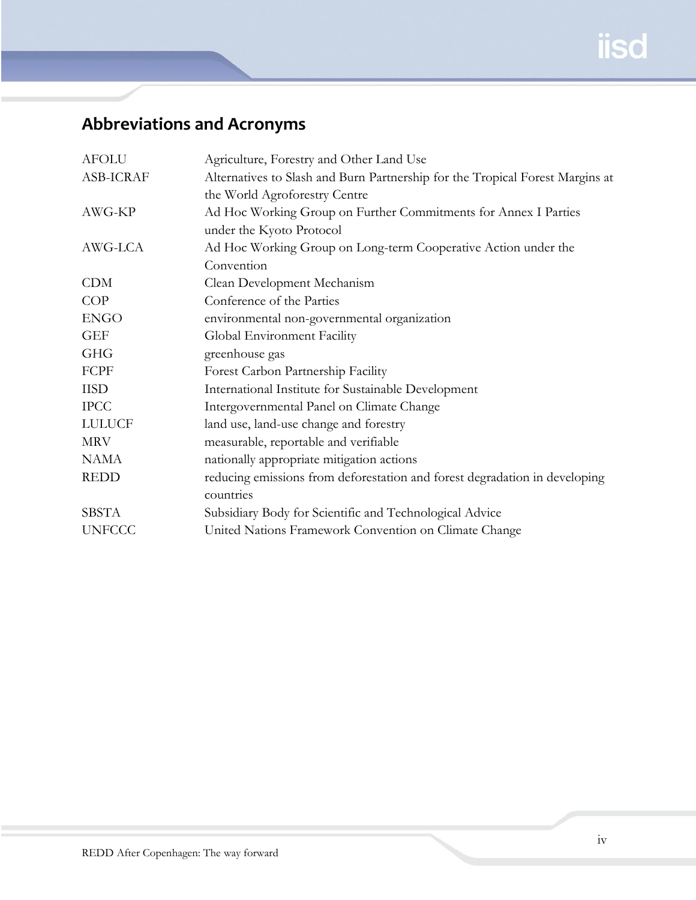## Abbreviations and Acronyms

| | |
|---|---|
| AFOLU | Agriculture, Forestry and Other Land Use |
| ASB-ICRAF | Alternatives to Slash and Burn Partnership for the Tropical Forest Margins at the World Agroforestry Centre |
| AWG-KP | Ad Hoc Working Group on Further Commitments for Annex I Parties under the Kyoto Protocol |
| AWG-LCA | Ad Hoc Working Group on Long-term Cooperative Action under the Convention |
| CDM | Clean Development Mechanism |
| COP | Conference of the Parties |
| ENGO | environmental non-governmental organization |
| GEF | Global Environment Facility |
| GHG | greenhouse gas |
| FCPF | Forest Carbon Partnership Facility |
| IISD | International Institute for Sustainable Development |
| IPCC | Intergovernmental Panel on Climate Change |
| LULUCF | land use, land-use change and forestry |
| MRV | measurable, reportable and verifiable |
| NAMA | nationally appropriate mitigation actions |
| REDD | reducing emissions from deforestation and forest degradation in developing countries |
| SBSTA | Subsidiary Body for Scientific and Technological Advice |
| UNFCCC | United Nations Framework Convention on Climate Change |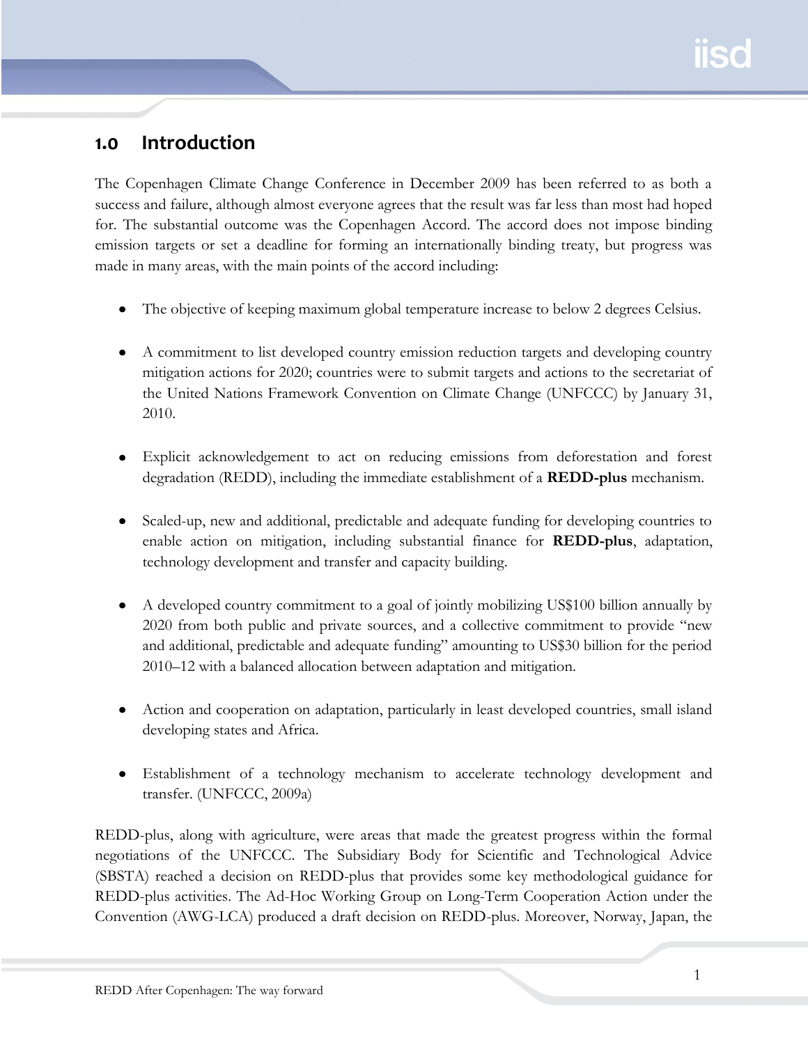## 1.0 Introduction

The Copenhagen Climate Change Conference in December 2009 has been referred to as both a success and failure, although almost everyone agrees that the result was far less than most had hoped for. The substantial outcome was the Copenhagen Accord. The accord does not impose binding emission targets or set a deadline for forming an internationally binding treaty, but progress was made in many areas, with the main points of the accord including:

- The objective of keeping maximum global temperature increase to below 2 degrees Celsius.
- A commitment to list developed country emission reduction targets and developing country mitigation actions for 2020; countries were to submit targets and actions to the secretariat of the United Nations Framework Convention on Climate Change (UNFCCC) by January 31, 2010.
- Explicit acknowledgement to act on reducing emissions from deforestation and forest degradation (REDD), including the immediate establishment of a **REDD-plus** mechanism.
- Scaled-up, new and additional, predictable and adequate funding for developing countries to enable action on mitigation, including substantial finance for **REDD-plus**, adaptation, technology development and transfer and capacity building.
- A developed country commitment to a goal of jointly mobilizing US$100 billion annually by 2020 from both public and private sources, and a collective commitment to provide "new and additional, predictable and adequate funding" amounting to US$30 billion for the period 2010–12 with a balanced allocation between adaptation and mitigation.
- Action and cooperation on adaptation, particularly in least developed countries, small island developing states and Africa.
- Establishment of a technology mechanism to accelerate technology development and transfer. (UNFCCC, 2009a)

REDD-plus, along with agriculture, were areas that made the greatest progress within the formal negotiations of the UNFCCC. The Subsidiary Body for Scientific and Technological Advice (SBSTA) reached a decision on REDD-plus that provides some key methodological guidance for REDD-plus activities. The Ad-Hoc Working Group on Long-Term Cooperation Action under the Convention (AWG-LCA) produced a draft decision on REDD-plus. Moreover, Norway, Japan, the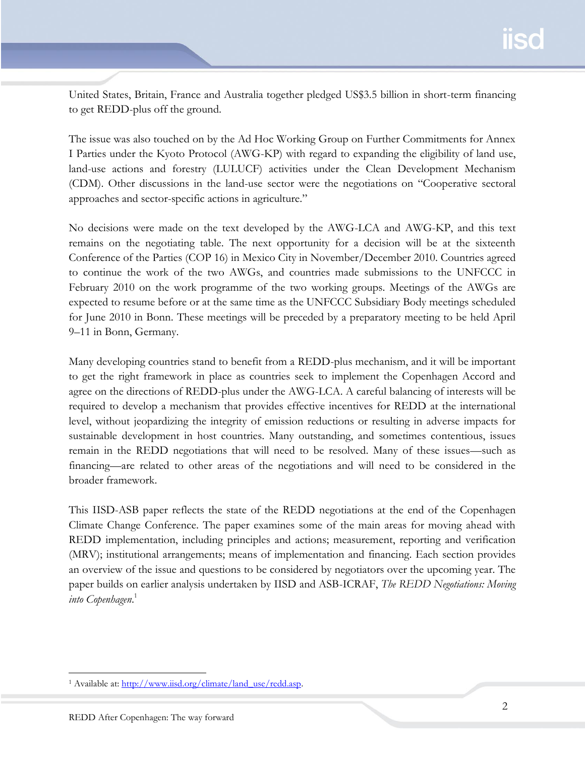United States, Britain, France and Australia together pledged US$3.5 billion in short-term financing to get REDD-plus off the ground.

The issue was also touched on by the Ad Hoc Working Group on Further Commitments for Annex I Parties under the Kyoto Protocol (AWG-KP) with regard to expanding the eligibility of land use, land-use actions and forestry (LULUCF) activities under the Clean Development Mechanism (CDM). Other discussions in the land-use sector were the negotiations on "Cooperative sectoral approaches and sector-specific actions in agriculture."

No decisions were made on the text developed by the AWG-LCA and AWG-KP, and this text remains on the negotiating table. The next opportunity for a decision will be at the sixteenth Conference of the Parties (COP 16) in Mexico City in November/December 2010. Countries agreed to continue the work of the two AWGs, and countries made submissions to the UNFCCC in February 2010 on the work programme of the two working groups. Meetings of the AWGs are expected to resume before or at the same time as the UNFCCC Subsidiary Body meetings scheduled for June 2010 in Bonn. These meetings will be preceded by a preparatory meeting to be held April 9–11 in Bonn, Germany.

Many developing countries stand to benefit from a REDD-plus mechanism, and it will be important to get the right framework in place as countries seek to implement the Copenhagen Accord and agree on the directions of REDD-plus under the AWG-LCA. A careful balancing of interests will be required to develop a mechanism that provides effective incentives for REDD at the international level, without jeopardizing the integrity of emission reductions or resulting in adverse impacts for sustainable development in host countries. Many outstanding, and sometimes contentious, issues remain in the REDD negotiations that will need to be resolved. Many of these issues—such as financing—are related to other areas of the negotiations and will need to be considered in the broader framework.

This IISD-ASB paper reflects the state of the REDD negotiations at the end of the Copenhagen Climate Change Conference. The paper examines some of the main areas for moving ahead with REDD implementation, including principles and actions; measurement, reporting and verification (MRV); institutional arrangements; means of implementation and financing. Each section provides an overview of the issue and questions to be considered by negotiators over the upcoming year. The paper builds on earlier analysis undertaken by IISD and ASB-ICRAF, *The REDD Negotiations: Moving into Copenhagen*.[1]

[1] Available at: http://www.iisd.org/climate/land_use/redd.asp.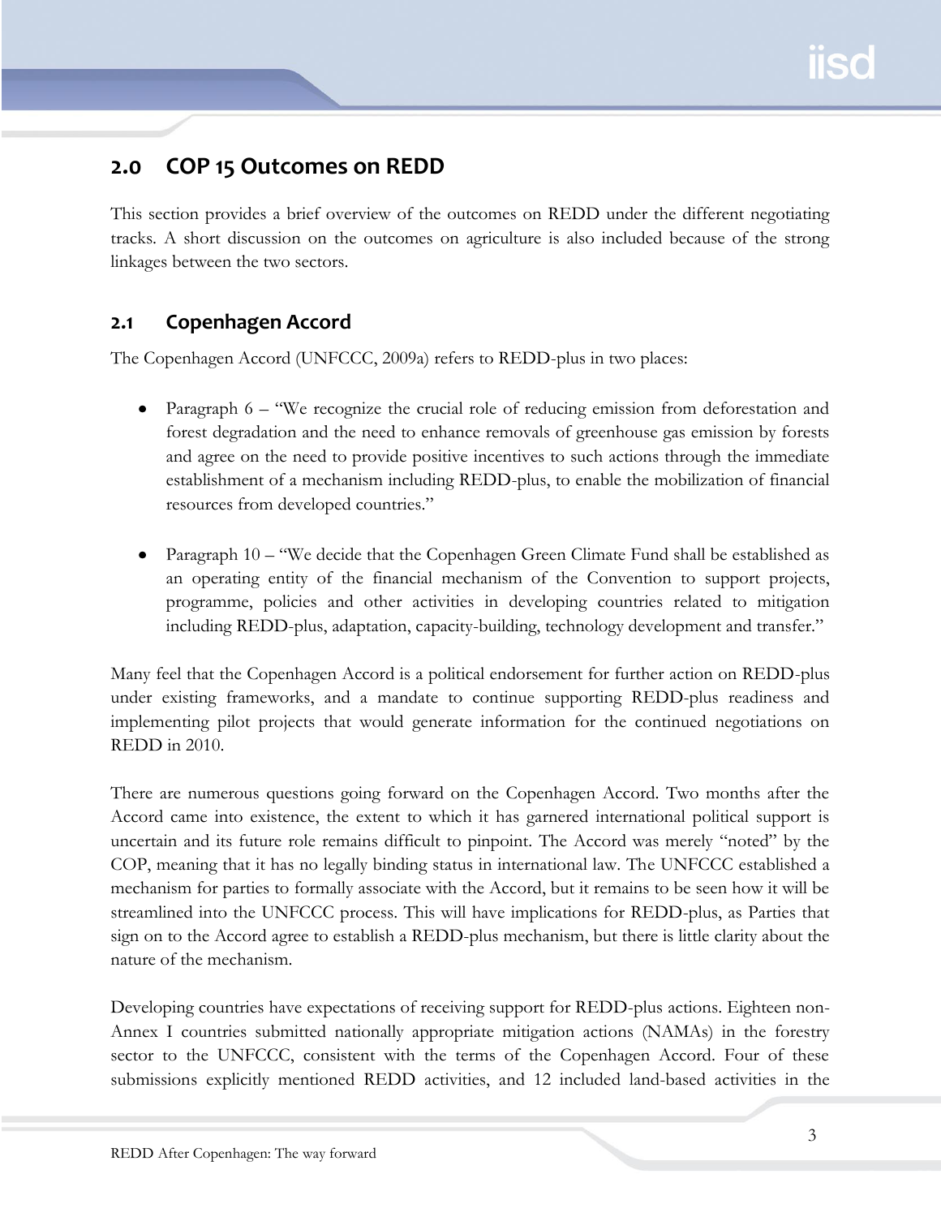## 2.0 COP 15 Outcomes on REDD

This section provides a brief overview of the outcomes on REDD under the different negotiating tracks. A short discussion on the outcomes on agriculture is also included because of the strong linkages between the two sectors.

### 2.1 Copenhagen Accord

The Copenhagen Accord (UNFCCC, 2009a) refers to REDD-plus in two places:

- Paragraph 6 – "We recognize the crucial role of reducing emission from deforestation and forest degradation and the need to enhance removals of greenhouse gas emission by forests and agree on the need to provide positive incentives to such actions through the immediate establishment of a mechanism including REDD-plus, to enable the mobilization of financial resources from developed countries."

- Paragraph 10 – "We decide that the Copenhagen Green Climate Fund shall be established as an operating entity of the financial mechanism of the Convention to support projects, programme, policies and other activities in developing countries related to mitigation including REDD-plus, adaptation, capacity-building, technology development and transfer."

Many feel that the Copenhagen Accord is a political endorsement for further action on REDD-plus under existing frameworks, and a mandate to continue supporting REDD-plus readiness and implementing pilot projects that would generate information for the continued negotiations on REDD in 2010.

There are numerous questions going forward on the Copenhagen Accord. Two months after the Accord came into existence, the extent to which it has garnered international political support is uncertain and its future role remains difficult to pinpoint. The Accord was merely "noted" by the COP, meaning that it has no legally binding status in international law. The UNFCCC established a mechanism for parties to formally associate with the Accord, but it remains to be seen how it will be streamlined into the UNFCCC process. This will have implications for REDD-plus, as Parties that sign on to the Accord agree to establish a REDD-plus mechanism, but there is little clarity about the nature of the mechanism.

Developing countries have expectations of receiving support for REDD-plus actions. Eighteen non-Annex I countries submitted nationally appropriate mitigation actions (NAMAs) in the forestry sector to the UNFCCC, consistent with the terms of the Copenhagen Accord. Four of these submissions explicitly mentioned REDD activities, and 12 included land-based activities in the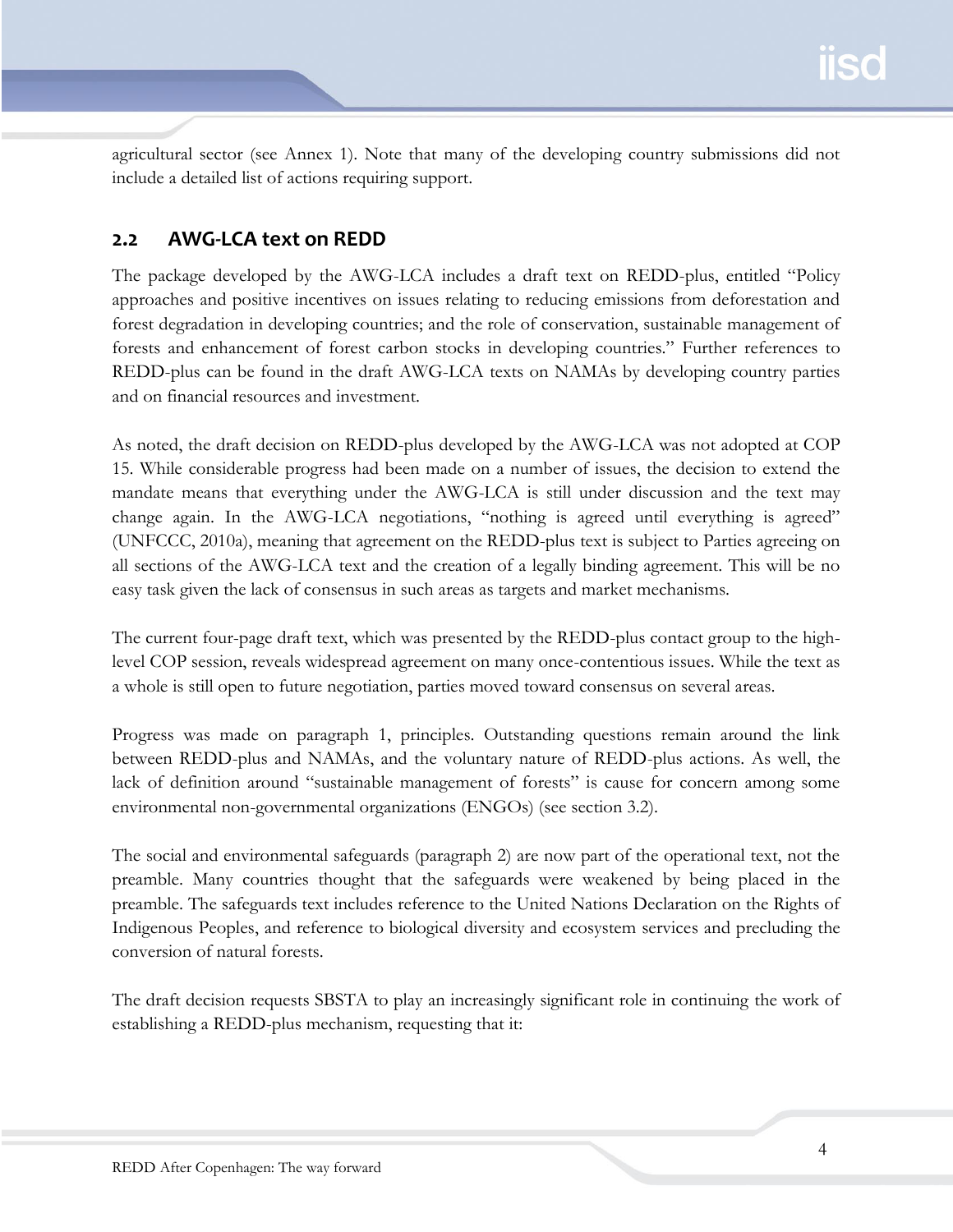agricultural sector (see Annex 1). Note that many of the developing country submissions did not include a detailed list of actions requiring support.

## 2.2 AWG-LCA text on REDD

The package developed by the AWG-LCA includes a draft text on REDD-plus, entitled "Policy approaches and positive incentives on issues relating to reducing emissions from deforestation and forest degradation in developing countries; and the role of conservation, sustainable management of forests and enhancement of forest carbon stocks in developing countries." Further references to REDD-plus can be found in the draft AWG-LCA texts on NAMAs by developing country parties and on financial resources and investment.

As noted, the draft decision on REDD-plus developed by the AWG-LCA was not adopted at COP 15. While considerable progress had been made on a number of issues, the decision to extend the mandate means that everything under the AWG-LCA is still under discussion and the text may change again. In the AWG-LCA negotiations, "nothing is agreed until everything is agreed" (UNFCCC, 2010a), meaning that agreement on the REDD-plus text is subject to Parties agreeing on all sections of the AWG-LCA text and the creation of a legally binding agreement. This will be no easy task given the lack of consensus in such areas as targets and market mechanisms.

The current four-page draft text, which was presented by the REDD-plus contact group to the high-level COP session, reveals widespread agreement on many once-contentious issues. While the text as a whole is still open to future negotiation, parties moved toward consensus on several areas.

Progress was made on paragraph 1, principles. Outstanding questions remain around the link between REDD-plus and NAMAs, and the voluntary nature of REDD-plus actions. As well, the lack of definition around "sustainable management of forests" is cause for concern among some environmental non-governmental organizations (ENGOs) (see section 3.2).

The social and environmental safeguards (paragraph 2) are now part of the operational text, not the preamble. Many countries thought that the safeguards were weakened by being placed in the preamble. The safeguards text includes reference to the United Nations Declaration on the Rights of Indigenous Peoples, and reference to biological diversity and ecosystem services and precluding the conversion of natural forests.

The draft decision requests SBSTA to play an increasingly significant role in continuing the work of establishing a REDD-plus mechanism, requesting that it: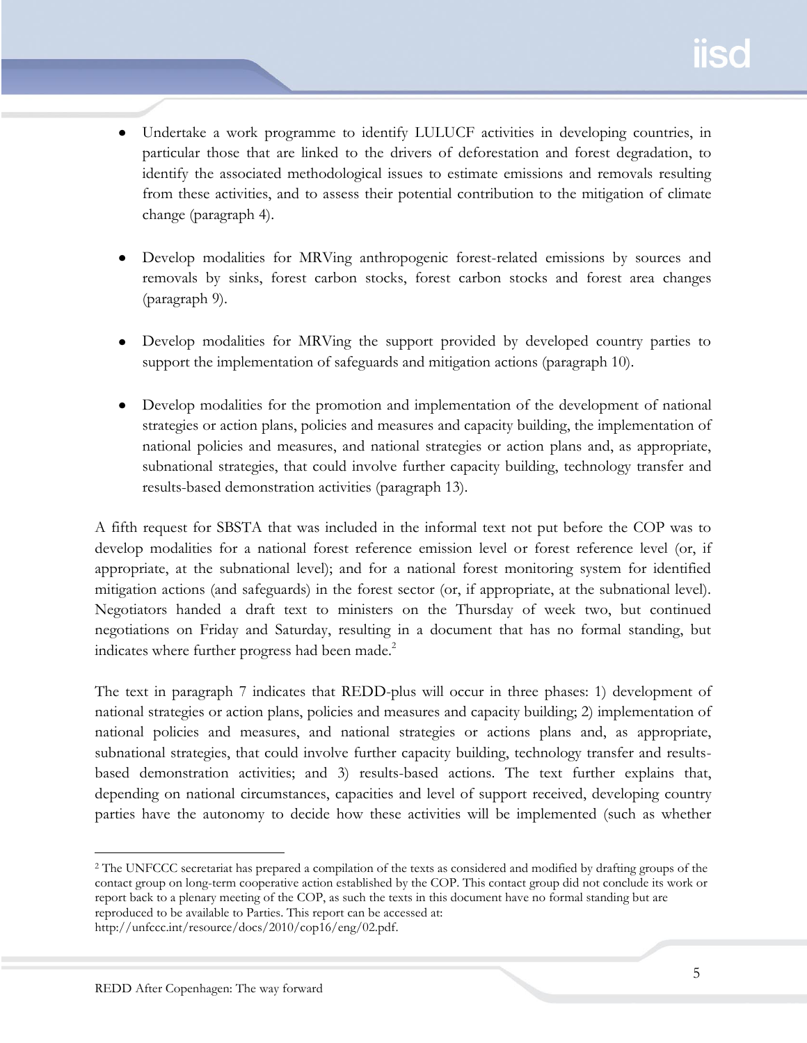- Undertake a work programme to identify LULUCF activities in developing countries, in particular those that are linked to the drivers of deforestation and forest degradation, to identify the associated methodological issues to estimate emissions and removals resulting from these activities, and to assess their potential contribution to the mitigation of climate change (paragraph 4).

- Develop modalities for MRVing anthropogenic forest-related emissions by sources and removals by sinks, forest carbon stocks, forest carbon stocks and forest area changes (paragraph 9).

- Develop modalities for MRVing the support provided by developed country parties to support the implementation of safeguards and mitigation actions (paragraph 10).

- Develop modalities for the promotion and implementation of the development of national strategies or action plans, policies and measures and capacity building, the implementation of national policies and measures, and national strategies or action plans and, as appropriate, subnational strategies, that could involve further capacity building, technology transfer and results-based demonstration activities (paragraph 13).

A fifth request for SBSTA that was included in the informal text not put before the COP was to develop modalities for a national forest reference emission level or forest reference level (or, if appropriate, at the subnational level); and for a national forest monitoring system for identified mitigation actions (and safeguards) in the forest sector (or, if appropriate, at the subnational level). Negotiators handed a draft text to ministers on the Thursday of week two, but continued negotiations on Friday and Saturday, resulting in a document that has no formal standing, but indicates where further progress had been made.[2]

The text in paragraph 7 indicates that REDD-plus will occur in three phases: 1) development of national strategies or action plans, policies and measures and capacity building; 2) implementation of national policies and measures, and national strategies or actions plans and, as appropriate, subnational strategies, that could involve further capacity building, technology transfer and results-based demonstration activities; and 3) results-based actions. The text further explains that, depending on national circumstances, capacities and level of support received, developing country parties have the autonomy to decide how these activities will be implemented (such as whether

[2] The UNFCCC secretariat has prepared a compilation of the texts as considered and modified by drafting groups of the contact group on long-term cooperative action established by the COP. This contact group did not conclude its work or report back to a plenary meeting of the COP, as such the texts in this document have no formal standing but are reproduced to be available to Parties. This report can be accessed at: http://unfccc.int/resource/docs/2010/cop16/eng/02.pdf.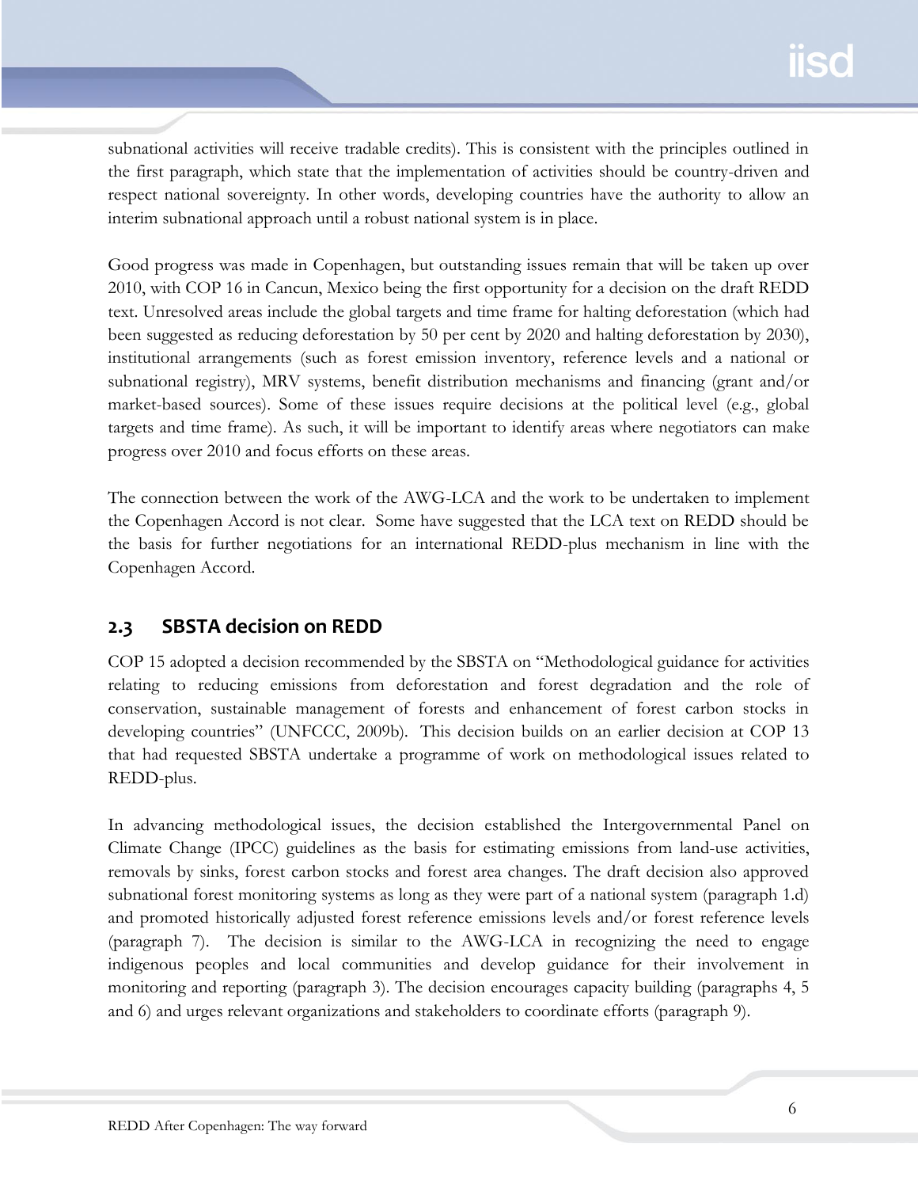subnational activities will receive tradable credits). This is consistent with the principles outlined in the first paragraph, which state that the implementation of activities should be country-driven and respect national sovereignty. In other words, developing countries have the authority to allow an interim subnational approach until a robust national system is in place.

Good progress was made in Copenhagen, but outstanding issues remain that will be taken up over 2010, with COP 16 in Cancun, Mexico being the first opportunity for a decision on the draft REDD text. Unresolved areas include the global targets and time frame for halting deforestation (which had been suggested as reducing deforestation by 50 per cent by 2020 and halting deforestation by 2030), institutional arrangements (such as forest emission inventory, reference levels and a national or subnational registry), MRV systems, benefit distribution mechanisms and financing (grant and/or market-based sources). Some of these issues require decisions at the political level (e.g., global targets and time frame). As such, it will be important to identify areas where negotiators can make progress over 2010 and focus efforts on these areas.

The connection between the work of the AWG-LCA and the work to be undertaken to implement the Copenhagen Accord is not clear. Some have suggested that the LCA text on REDD should be the basis for further negotiations for an international REDD-plus mechanism in line with the Copenhagen Accord.

## 2.3 SBSTA decision on REDD

COP 15 adopted a decision recommended by the SBSTA on "Methodological guidance for activities relating to reducing emissions from deforestation and forest degradation and the role of conservation, sustainable management of forests and enhancement of forest carbon stocks in developing countries" (UNFCCC, 2009b). This decision builds on an earlier decision at COP 13 that had requested SBSTA undertake a programme of work on methodological issues related to REDD-plus.

In advancing methodological issues, the decision established the Intergovernmental Panel on Climate Change (IPCC) guidelines as the basis for estimating emissions from land-use activities, removals by sinks, forest carbon stocks and forest area changes. The draft decision also approved subnational forest monitoring systems as long as they were part of a national system (paragraph 1.d) and promoted historically adjusted forest reference emissions levels and/or forest reference levels (paragraph 7). The decision is similar to the AWG-LCA in recognizing the need to engage indigenous peoples and local communities and develop guidance for their involvement in monitoring and reporting (paragraph 3). The decision encourages capacity building (paragraphs 4, 5 and 6) and urges relevant organizations and stakeholders to coordinate efforts (paragraph 9).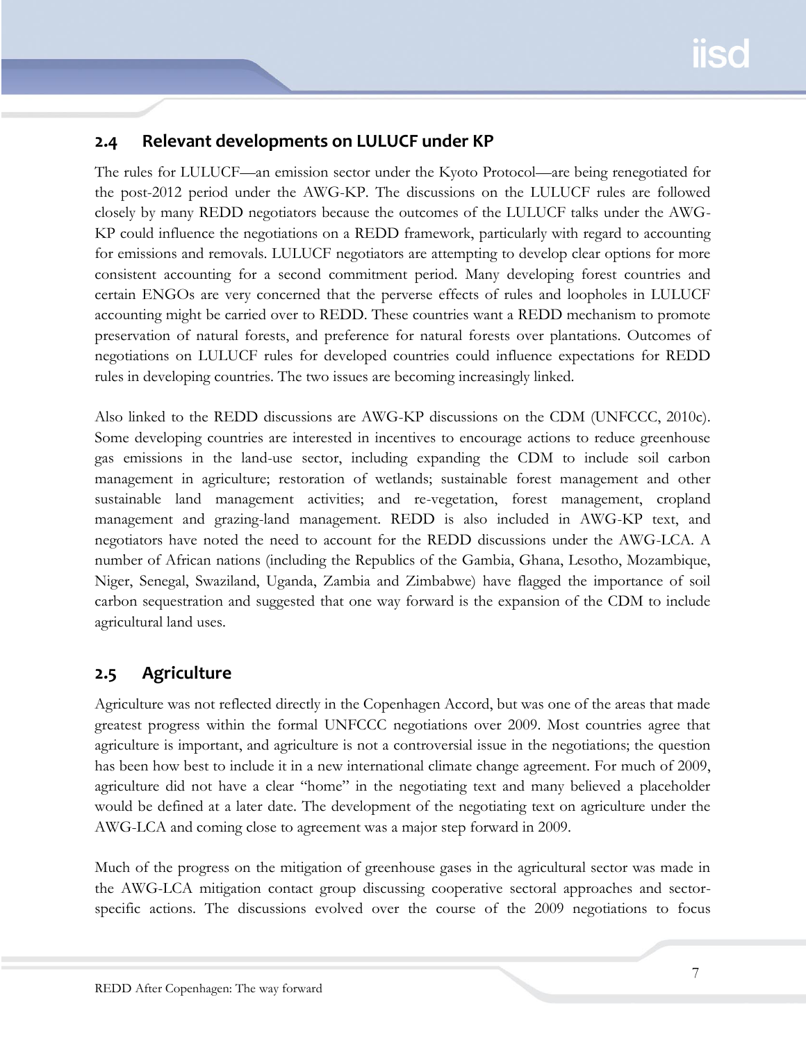## 2.4 Relevant developments on LULUCF under KP

The rules for LULUCF—an emission sector under the Kyoto Protocol—are being renegotiated for the post-2012 period under the AWG-KP. The discussions on the LULUCF rules are followed closely by many REDD negotiators because the outcomes of the LULUCF talks under the AWG-KP could influence the negotiations on a REDD framework, particularly with regard to accounting for emissions and removals. LULUCF negotiators are attempting to develop clear options for more consistent accounting for a second commitment period. Many developing forest countries and certain ENGOs are very concerned that the perverse effects of rules and loopholes in LULUCF accounting might be carried over to REDD. These countries want a REDD mechanism to promote preservation of natural forests, and preference for natural forests over plantations. Outcomes of negotiations on LULUCF rules for developed countries could influence expectations for REDD rules in developing countries. The two issues are becoming increasingly linked.

Also linked to the REDD discussions are AWG-KP discussions on the CDM (UNFCCC, 2010c). Some developing countries are interested in incentives to encourage actions to reduce greenhouse gas emissions in the land-use sector, including expanding the CDM to include soil carbon management in agriculture; restoration of wetlands; sustainable forest management and other sustainable land management activities; and re-vegetation, forest management, cropland management and grazing-land management. REDD is also included in AWG-KP text, and negotiators have noted the need to account for the REDD discussions under the AWG-LCA. A number of African nations (including the Republics of the Gambia, Ghana, Lesotho, Mozambique, Niger, Senegal, Swaziland, Uganda, Zambia and Zimbabwe) have flagged the importance of soil carbon sequestration and suggested that one way forward is the expansion of the CDM to include agricultural land uses.

## 2.5 Agriculture

Agriculture was not reflected directly in the Copenhagen Accord, but was one of the areas that made greatest progress within the formal UNFCCC negotiations over 2009. Most countries agree that agriculture is important, and agriculture is not a controversial issue in the negotiations; the question has been how best to include it in a new international climate change agreement. For much of 2009, agriculture did not have a clear "home" in the negotiating text and many believed a placeholder would be defined at a later date. The development of the negotiating text on agriculture under the AWG-LCA and coming close to agreement was a major step forward in 2009.

Much of the progress on the mitigation of greenhouse gases in the agricultural sector was made in the AWG-LCA mitigation contact group discussing cooperative sectoral approaches and sector-specific actions. The discussions evolved over the course of the 2009 negotiations to focus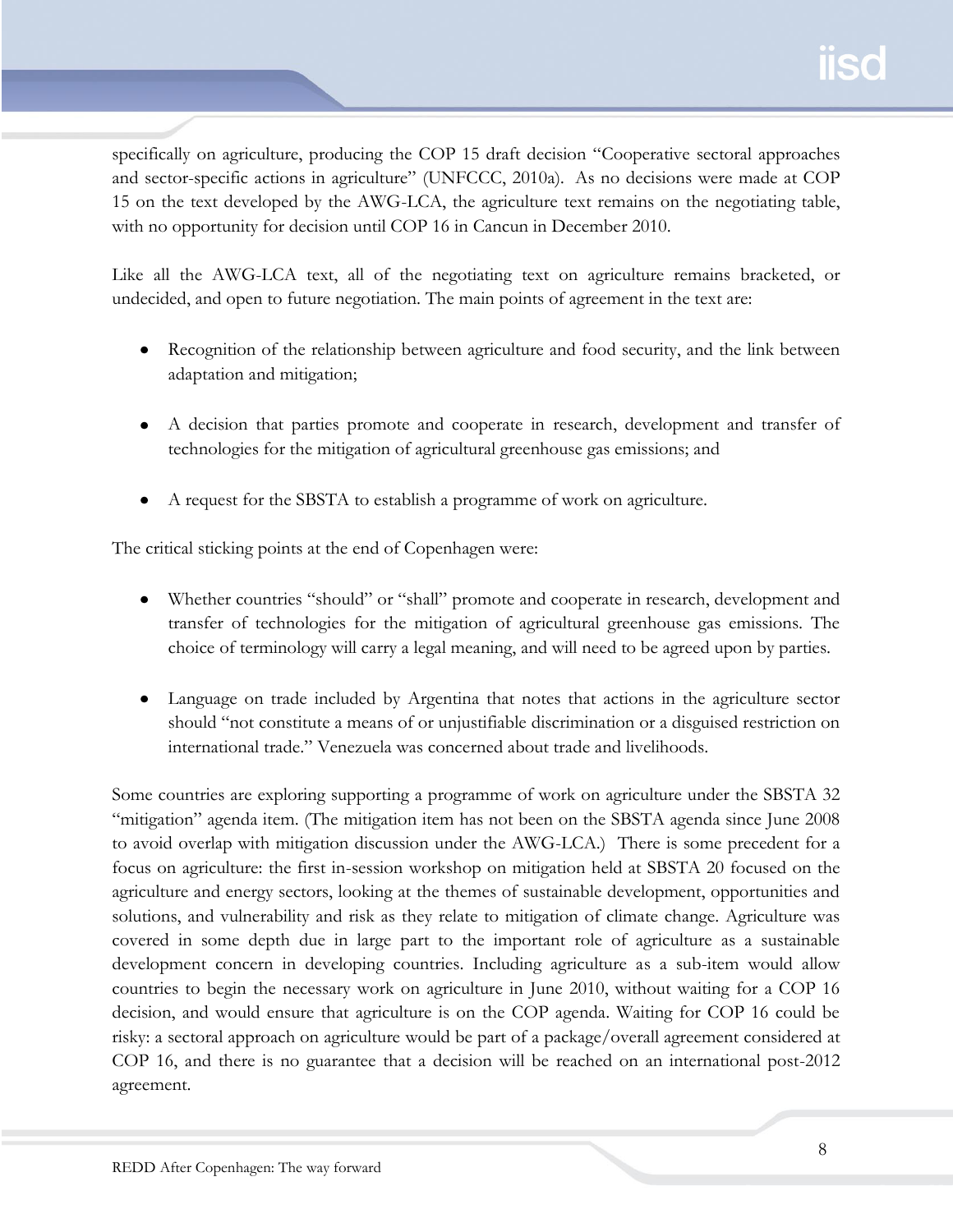specifically on agriculture, producing the COP 15 draft decision "Cooperative sectoral approaches and sector-specific actions in agriculture" (UNFCCC, 2010a). As no decisions were made at COP 15 on the text developed by the AWG-LCA, the agriculture text remains on the negotiating table, with no opportunity for decision until COP 16 in Cancun in December 2010.

Like all the AWG-LCA text, all of the negotiating text on agriculture remains bracketed, or undecided, and open to future negotiation. The main points of agreement in the text are:

- Recognition of the relationship between agriculture and food security, and the link between adaptation and mitigation;
- A decision that parties promote and cooperate in research, development and transfer of technologies for the mitigation of agricultural greenhouse gas emissions; and
- A request for the SBSTA to establish a programme of work on agriculture.

The critical sticking points at the end of Copenhagen were:

- Whether countries "should" or "shall" promote and cooperate in research, development and transfer of technologies for the mitigation of agricultural greenhouse gas emissions. The choice of terminology will carry a legal meaning, and will need to be agreed upon by parties.
- Language on trade included by Argentina that notes that actions in the agriculture sector should "not constitute a means of or unjustifiable discrimination or a disguised restriction on international trade." Venezuela was concerned about trade and livelihoods.

Some countries are exploring supporting a programme of work on agriculture under the SBSTA 32 "mitigation" agenda item. (The mitigation item has not been on the SBSTA agenda since June 2008 to avoid overlap with mitigation discussion under the AWG-LCA.) There is some precedent for a focus on agriculture: the first in-session workshop on mitigation held at SBSTA 20 focused on the agriculture and energy sectors, looking at the themes of sustainable development, opportunities and solutions, and vulnerability and risk as they relate to mitigation of climate change. Agriculture was covered in some depth due in large part to the important role of agriculture as a sustainable development concern in developing countries. Including agriculture as a sub-item would allow countries to begin the necessary work on agriculture in June 2010, without waiting for a COP 16 decision, and would ensure that agriculture is on the COP agenda. Waiting for COP 16 could be risky: a sectoral approach on agriculture would be part of a package/overall agreement considered at COP 16, and there is no guarantee that a decision will be reached on an international post-2012 agreement.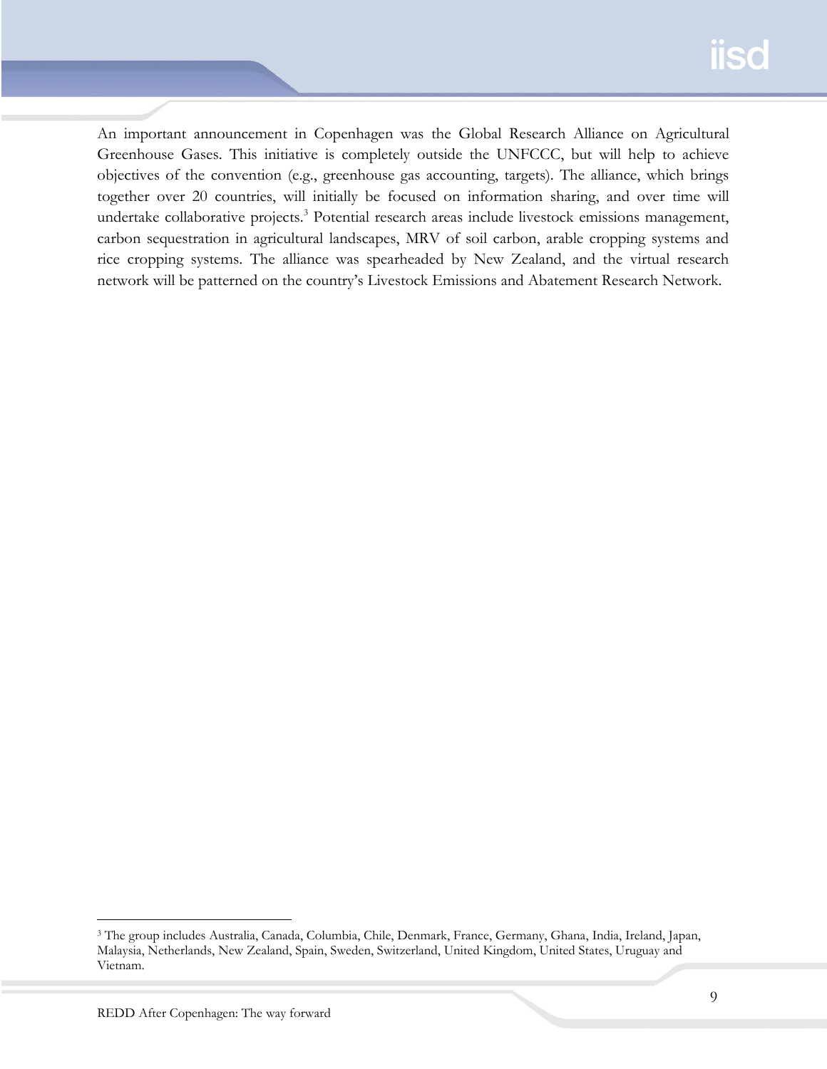An important announcement in Copenhagen was the Global Research Alliance on Agricultural Greenhouse Gases. This initiative is completely outside the UNFCCC, but will help to achieve objectives of the convention (e.g., greenhouse gas accounting, targets). The alliance, which brings together over 20 countries, will initially be focused on information sharing, and over time will undertake collaborative projects.[3] Potential research areas include livestock emissions management, carbon sequestration in agricultural landscapes, MRV of soil carbon, arable cropping systems and rice cropping systems. The alliance was spearheaded by New Zealand, and the virtual research network will be patterned on the country's Livestock Emissions and Abatement Research Network.

---

[3] The group includes Australia, Canada, Columbia, Chile, Denmark, France, Germany, Ghana, India, Ireland, Japan, Malaysia, Netherlands, New Zealand, Spain, Sweden, Switzerland, United Kingdom, United States, Uruguay and Vietnam.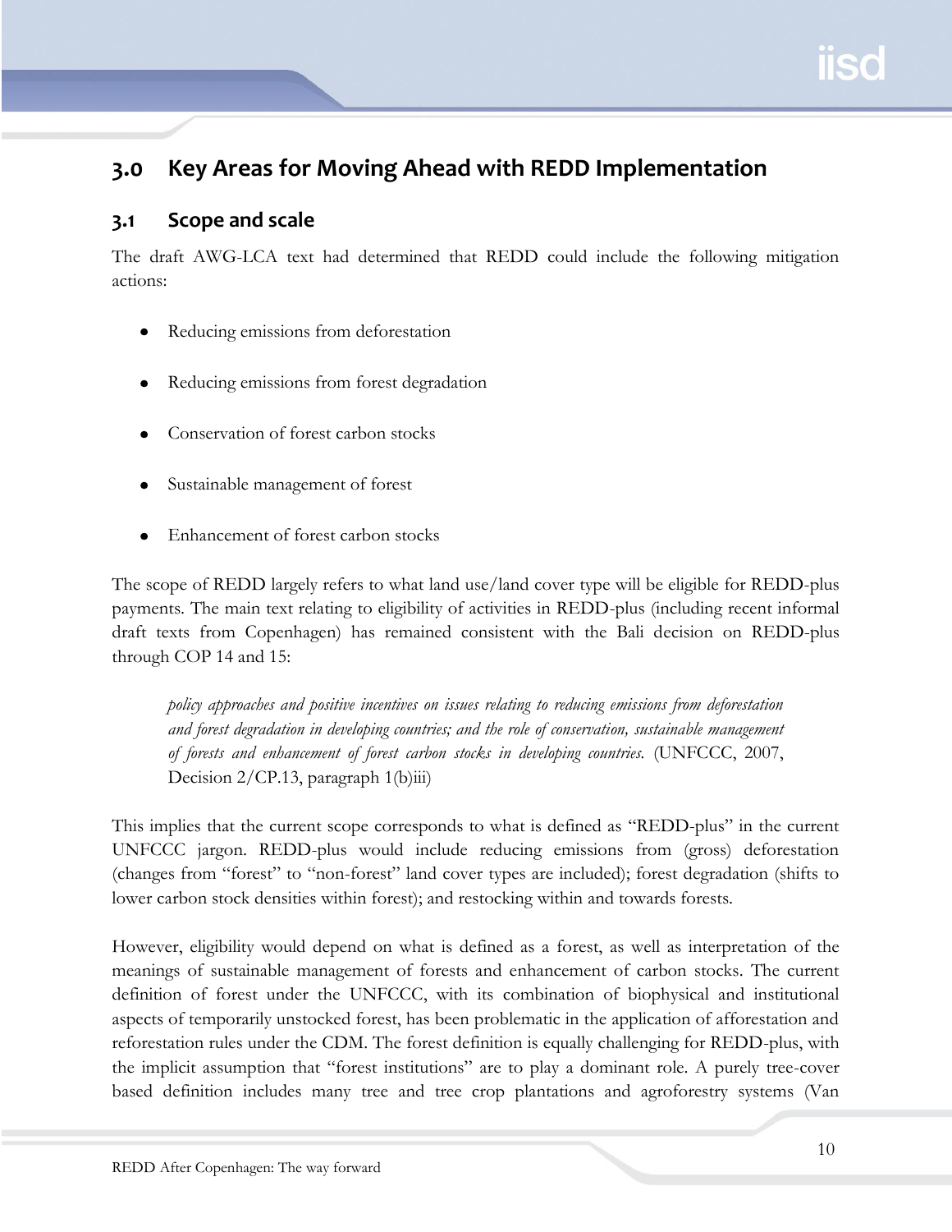# 3.0 Key Areas for Moving Ahead with REDD Implementation

## 3.1 Scope and scale

The draft AWG-LCA text had determined that REDD could include the following mitigation actions:

- Reducing emissions from deforestation
- Reducing emissions from forest degradation
- Conservation of forest carbon stocks
- Sustainable management of forest
- Enhancement of forest carbon stocks

The scope of REDD largely refers to what land use/land cover type will be eligible for REDD-plus payments. The main text relating to eligibility of activities in REDD-plus (including recent informal draft texts from Copenhagen) has remained consistent with the Bali decision on REDD-plus through COP 14 and 15:

> *policy approaches and positive incentives on issues relating to reducing emissions from deforestation and forest degradation in developing countries; and the role of conservation, sustainable management of forests and enhancement of forest carbon stocks in developing countries.* (UNFCCC, 2007, Decision 2/CP.13, paragraph 1(b)iii)

This implies that the current scope corresponds to what is defined as "REDD-plus" in the current UNFCCC jargon. REDD-plus would include reducing emissions from (gross) deforestation (changes from "forest" to "non-forest" land cover types are included); forest degradation (shifts to lower carbon stock densities within forest); and restocking within and towards forests.

However, eligibility would depend on what is defined as a forest, as well as interpretation of the meanings of sustainable management of forests and enhancement of carbon stocks. The current definition of forest under the UNFCCC, with its combination of biophysical and institutional aspects of temporarily unstocked forest, has been problematic in the application of afforestation and reforestation rules under the CDM. The forest definition is equally challenging for REDD-plus, with the implicit assumption that "forest institutions" are to play a dominant role. A purely tree-cover based definition includes many tree and tree crop plantations and agroforestry systems (Van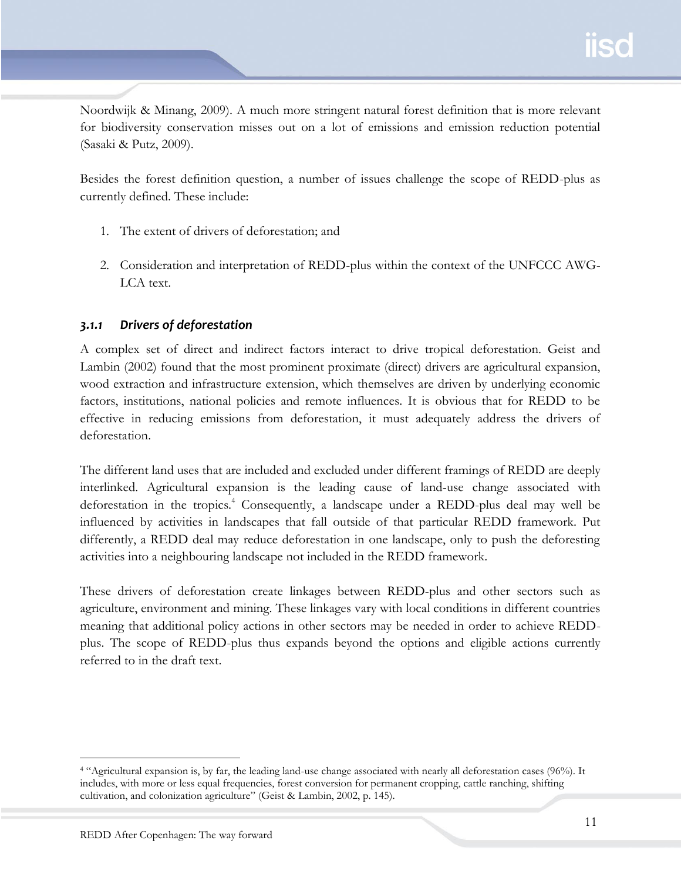Noordwijk & Minang, 2009). A much more stringent natural forest definition that is more relevant for biodiversity conservation misses out on a lot of emissions and emission reduction potential (Sasaki & Putz, 2009).

Besides the forest definition question, a number of issues challenge the scope of REDD-plus as currently defined. These include:

1. The extent of drivers of deforestation; and

2. Consideration and interpretation of REDD-plus within the context of the UNFCCC AWG-LCA text.

### *3.1.1 Drivers of deforestation*

A complex set of direct and indirect factors interact to drive tropical deforestation. Geist and Lambin (2002) found that the most prominent proximate (direct) drivers are agricultural expansion, wood extraction and infrastructure extension, which themselves are driven by underlying economic factors, institutions, national policies and remote influences. It is obvious that for REDD to be effective in reducing emissions from deforestation, it must adequately address the drivers of deforestation.

The different land uses that are included and excluded under different framings of REDD are deeply interlinked. Agricultural expansion is the leading cause of land-use change associated with deforestation in the tropics.[4] Consequently, a landscape under a REDD-plus deal may well be influenced by activities in landscapes that fall outside of that particular REDD framework. Put differently, a REDD deal may reduce deforestation in one landscape, only to push the deforesting activities into a neighbouring landscape not included in the REDD framework.

These drivers of deforestation create linkages between REDD-plus and other sectors such as agriculture, environment and mining. These linkages vary with local conditions in different countries meaning that additional policy actions in other sectors may be needed in order to achieve REDD-plus. The scope of REDD-plus thus expands beyond the options and eligible actions currently referred to in the draft text.

---

[4] "Agricultural expansion is, by far, the leading land-use change associated with nearly all deforestation cases (96%). It includes, with more or less equal frequencies, forest conversion for permanent cropping, cattle ranching, shifting cultivation, and colonization agriculture" (Geist & Lambin, 2002, p. 145).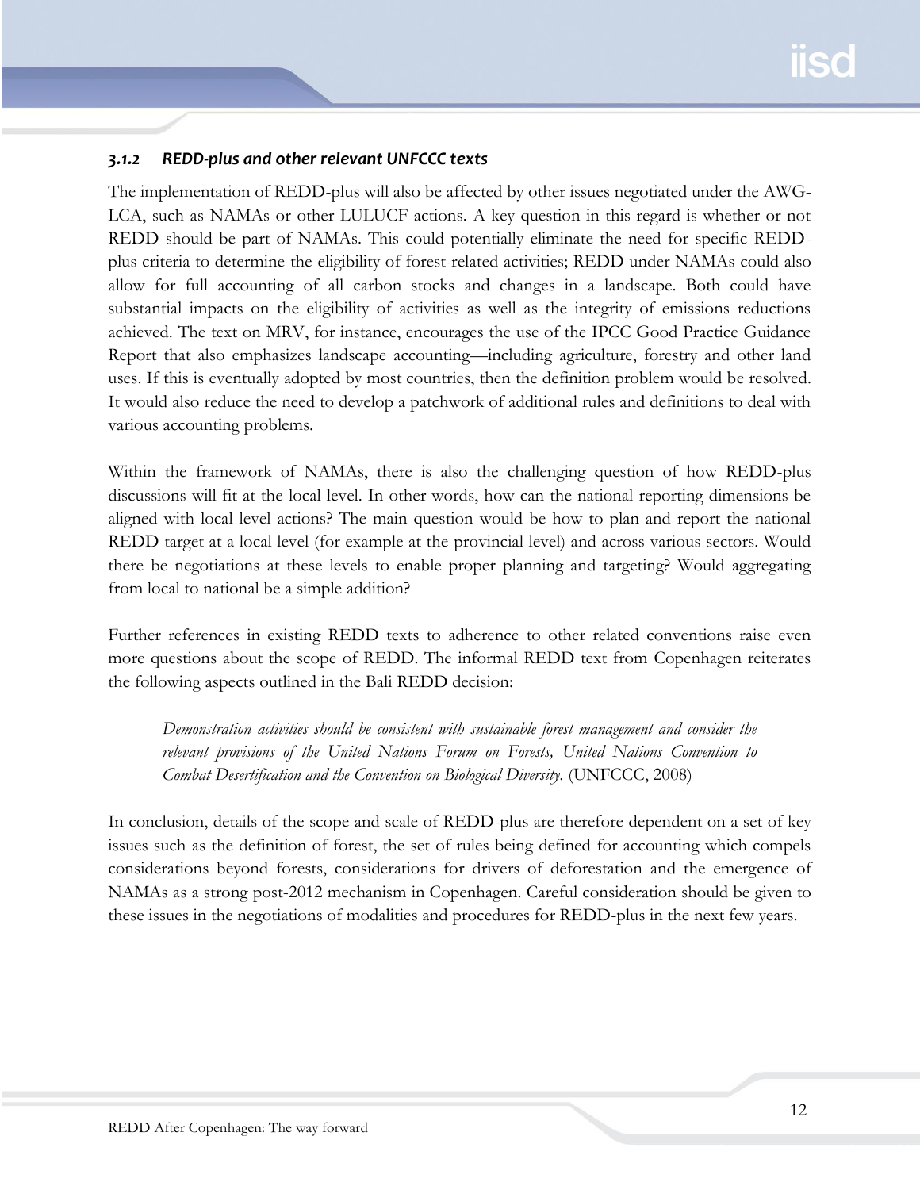### *3.1.2 REDD-plus and other relevant UNFCCC texts*

The implementation of REDD-plus will also be affected by other issues negotiated under the AWG-LCA, such as NAMAs or other LULUCF actions. A key question in this regard is whether or not REDD should be part of NAMAs. This could potentially eliminate the need for specific REDD-plus criteria to determine the eligibility of forest-related activities; REDD under NAMAs could also allow for full accounting of all carbon stocks and changes in a landscape. Both could have substantial impacts on the eligibility of activities as well as the integrity of emissions reductions achieved. The text on MRV, for instance, encourages the use of the IPCC Good Practice Guidance Report that also emphasizes landscape accounting—including agriculture, forestry and other land uses. If this is eventually adopted by most countries, then the definition problem would be resolved. It would also reduce the need to develop a patchwork of additional rules and definitions to deal with various accounting problems.

Within the framework of NAMAs, there is also the challenging question of how REDD-plus discussions will fit at the local level. In other words, how can the national reporting dimensions be aligned with local level actions? The main question would be how to plan and report the national REDD target at a local level (for example at the provincial level) and across various sectors. Would there be negotiations at these levels to enable proper planning and targeting? Would aggregating from local to national be a simple addition?

Further references in existing REDD texts to adherence to other related conventions raise even more questions about the scope of REDD. The informal REDD text from Copenhagen reiterates the following aspects outlined in the Bali REDD decision:

> *Demonstration activities should be consistent with sustainable forest management and consider the relevant provisions of the United Nations Forum on Forests, United Nations Convention to Combat Desertification and the Convention on Biological Diversity.* (UNFCCC, 2008)

In conclusion, details of the scope and scale of REDD-plus are therefore dependent on a set of key issues such as the definition of forest, the set of rules being defined for accounting which compels considerations beyond forests, considerations for drivers of deforestation and the emergence of NAMAs as a strong post-2012 mechanism in Copenhagen. Careful consideration should be given to these issues in the negotiations of modalities and procedures for REDD-plus in the next few years.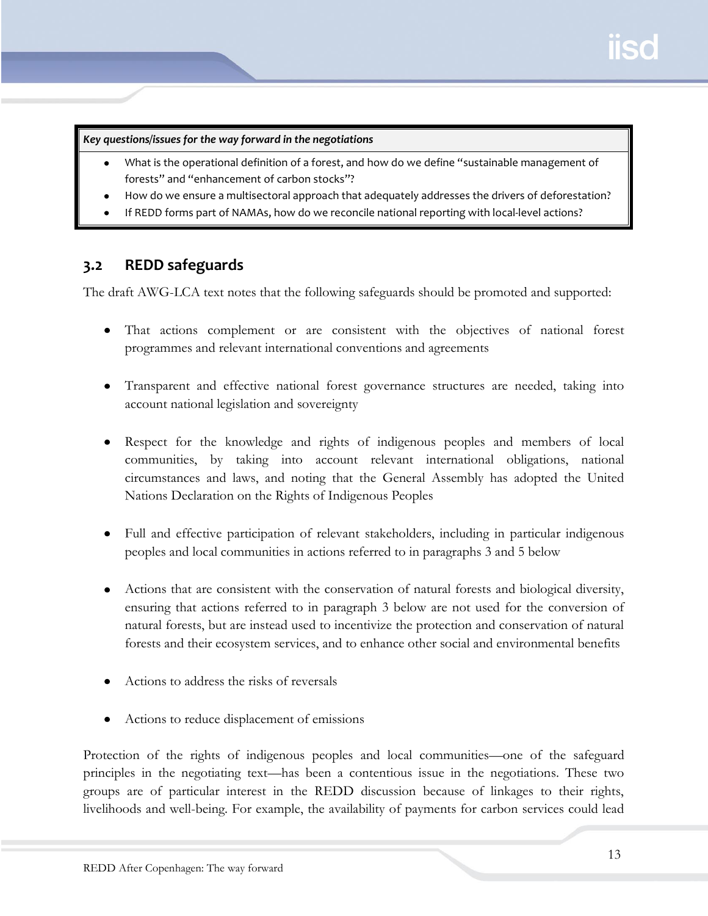***Key questions/issues for the way forward in the negotiations***

- What is the operational definition of a forest, and how do we define "sustainable management of forests" and "enhancement of carbon stocks"?
- How do we ensure a multisectoral approach that adequately addresses the drivers of deforestation?
- If REDD forms part of NAMAs, how do we reconcile national reporting with local-level actions?

## 3.2 REDD safeguards

The draft AWG-LCA text notes that the following safeguards should be promoted and supported:

- That actions complement or are consistent with the objectives of national forest programmes and relevant international conventions and agreements
- Transparent and effective national forest governance structures are needed, taking into account national legislation and sovereignty
- Respect for the knowledge and rights of indigenous peoples and members of local communities, by taking into account relevant international obligations, national circumstances and laws, and noting that the General Assembly has adopted the United Nations Declaration on the Rights of Indigenous Peoples
- Full and effective participation of relevant stakeholders, including in particular indigenous peoples and local communities in actions referred to in paragraphs 3 and 5 below
- Actions that are consistent with the conservation of natural forests and biological diversity, ensuring that actions referred to in paragraph 3 below are not used for the conversion of natural forests, but are instead used to incentivize the protection and conservation of natural forests and their ecosystem services, and to enhance other social and environmental benefits
- Actions to address the risks of reversals
- Actions to reduce displacement of emissions

Protection of the rights of indigenous peoples and local communities—one of the safeguard principles in the negotiating text—has been a contentious issue in the negotiations. These two groups are of particular interest in the REDD discussion because of linkages to their rights, livelihoods and well-being. For example, the availability of payments for carbon services could lead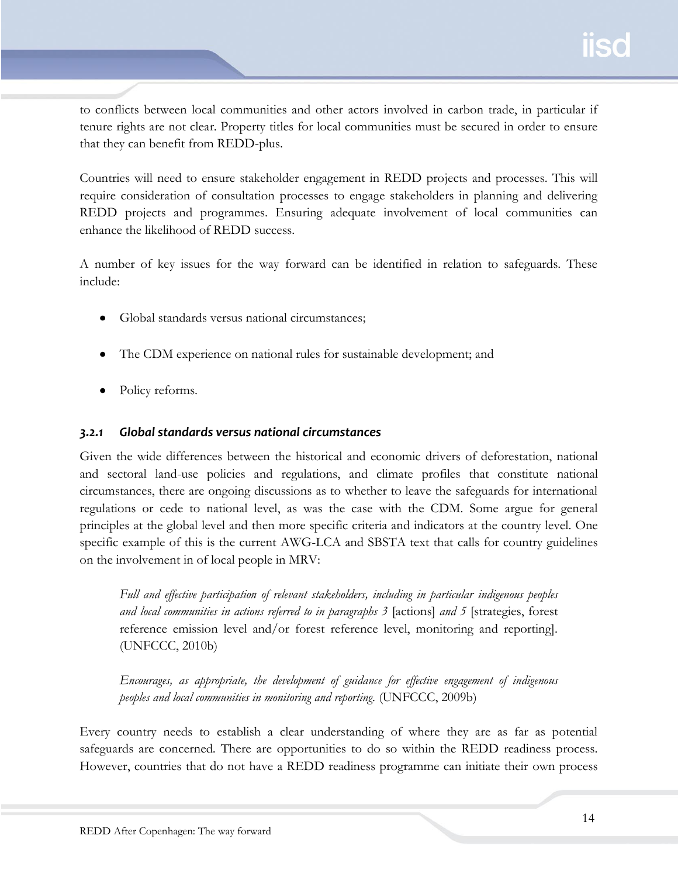to conflicts between local communities and other actors involved in carbon trade, in particular if tenure rights are not clear. Property titles for local communities must be secured in order to ensure that they can benefit from REDD-plus.

Countries will need to ensure stakeholder engagement in REDD projects and processes. This will require consideration of consultation processes to engage stakeholders in planning and delivering REDD projects and programmes. Ensuring adequate involvement of local communities can enhance the likelihood of REDD success.

A number of key issues for the way forward can be identified in relation to safeguards. These include:

- Global standards versus national circumstances;
- The CDM experience on national rules for sustainable development; and
- Policy reforms.

### 3.2.1 Global standards versus national circumstances

Given the wide differences between the historical and economic drivers of deforestation, national and sectoral land-use policies and regulations, and climate profiles that constitute national circumstances, there are ongoing discussions as to whether to leave the safeguards for international regulations or cede to national level, as was the case with the CDM. Some argue for general principles at the global level and then more specific criteria and indicators at the country level. One specific example of this is the current AWG-LCA and SBSTA text that calls for country guidelines on the involvement in of local people in MRV:

> *Full and effective participation of relevant stakeholders, including in particular indigenous peoples and local communities in actions referred to in paragraphs 3* [actions] *and 5* [strategies, forest reference emission level and/or forest reference level, monitoring and reporting]. (UNFCCC, 2010b)

> *Encourages, as appropriate, the development of guidance for effective engagement of indigenous peoples and local communities in monitoring and reporting.* (UNFCCC, 2009b)

Every country needs to establish a clear understanding of where they are as far as potential safeguards are concerned. There are opportunities to do so within the REDD readiness process. However, countries that do not have a REDD readiness programme can initiate their own process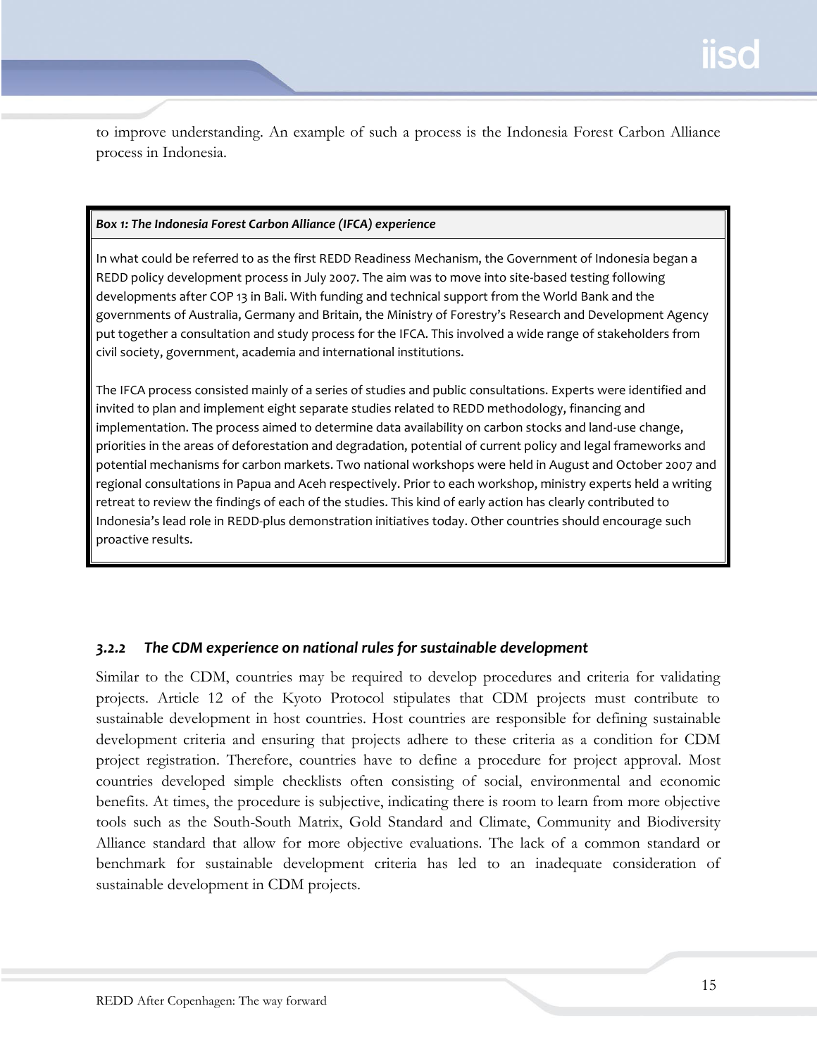to improve understanding. An example of such a process is the Indonesia Forest Carbon Alliance process in Indonesia.

***Box 1: The Indonesia Forest Carbon Alliance (IFCA) experience***

In what could be referred to as the first REDD Readiness Mechanism, the Government of Indonesia began a REDD policy development process in July 2007. The aim was to move into site-based testing following developments after COP 13 in Bali. With funding and technical support from the World Bank and the governments of Australia, Germany and Britain, the Ministry of Forestry's Research and Development Agency put together a consultation and study process for the IFCA. This involved a wide range of stakeholders from civil society, government, academia and international institutions.

The IFCA process consisted mainly of a series of studies and public consultations. Experts were identified and invited to plan and implement eight separate studies related to REDD methodology, financing and implementation. The process aimed to determine data availability on carbon stocks and land-use change, priorities in the areas of deforestation and degradation, potential of current policy and legal frameworks and potential mechanisms for carbon markets. Two national workshops were held in August and October 2007 and regional consultations in Papua and Aceh respectively. Prior to each workshop, ministry experts held a writing retreat to review the findings of each of the studies. This kind of early action has clearly contributed to Indonesia's lead role in REDD-plus demonstration initiatives today. Other countries should encourage such proactive results.

### *3.2.2 The CDM experience on national rules for sustainable development*

Similar to the CDM, countries may be required to develop procedures and criteria for validating projects. Article 12 of the Kyoto Protocol stipulates that CDM projects must contribute to sustainable development in host countries. Host countries are responsible for defining sustainable development criteria and ensuring that projects adhere to these criteria as a condition for CDM project registration. Therefore, countries have to define a procedure for project approval. Most countries developed simple checklists often consisting of social, environmental and economic benefits. At times, the procedure is subjective, indicating there is room to learn from more objective tools such as the South-South Matrix, Gold Standard and Climate, Community and Biodiversity Alliance standard that allow for more objective evaluations. The lack of a common standard or benchmark for sustainable development criteria has led to an inadequate consideration of sustainable development in CDM projects.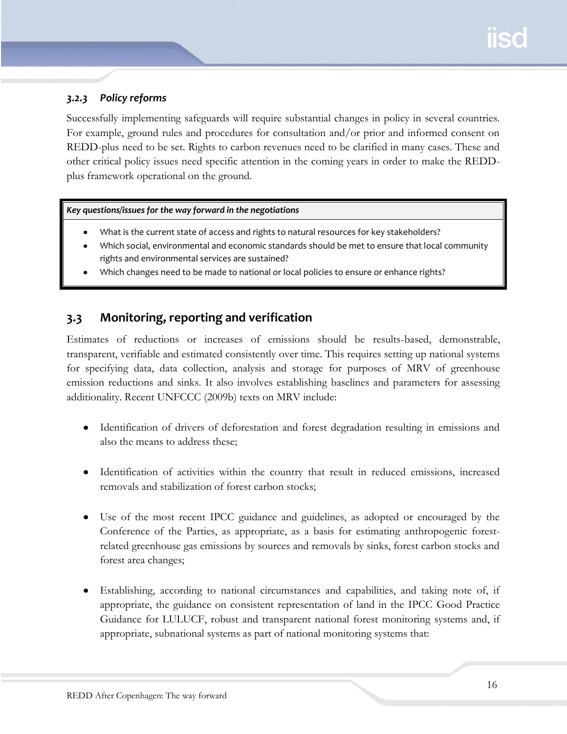### *3.2.3 Policy reforms*

Successfully implementing safeguards will require substantial changes in policy in several countries. For example, ground rules and procedures for consultation and/or prior and informed consent on REDD-plus need to be set. Rights to carbon revenues need to be clarified in many cases. These and other critical policy issues need specific attention in the coming years in order to make the REDD-plus framework operational on the ground.

| *Key questions/issues for the way forward in the negotiations* |
| --- |
| • What is the current state of access and rights to natural resources for key stakeholders?<br>• Which social, environmental and economic standards should be met to ensure that local community rights and environmental services are sustained?<br>• Which changes need to be made to national or local policies to ensure or enhance rights? |

## 3.3 Monitoring, reporting and verification

Estimates of reductions or increases of emissions should be results-based, demonstrable, transparent, verifiable and estimated consistently over time. This requires setting up national systems for specifying data, data collection, analysis and storage for purposes of MRV of greenhouse emission reductions and sinks. It also involves establishing baselines and parameters for assessing additionality. Recent UNFCCC (2009b) texts on MRV include:

- Identification of drivers of deforestation and forest degradation resulting in emissions and also the means to address these;
- Identification of activities within the country that result in reduced emissions, increased removals and stabilization of forest carbon stocks;
- Use of the most recent IPCC guidance and guidelines, as adopted or encouraged by the Conference of the Parties, as appropriate, as a basis for estimating anthropogenic forest-related greenhouse gas emissions by sources and removals by sinks, forest carbon stocks and forest area changes;
- Establishing, according to national circumstances and capabilities, and taking note of, if appropriate, the guidance on consistent representation of land in the IPCC Good Practice Guidance for LULUCF, robust and transparent national forest monitoring systems and, if appropriate, subnational systems as part of national monitoring systems that: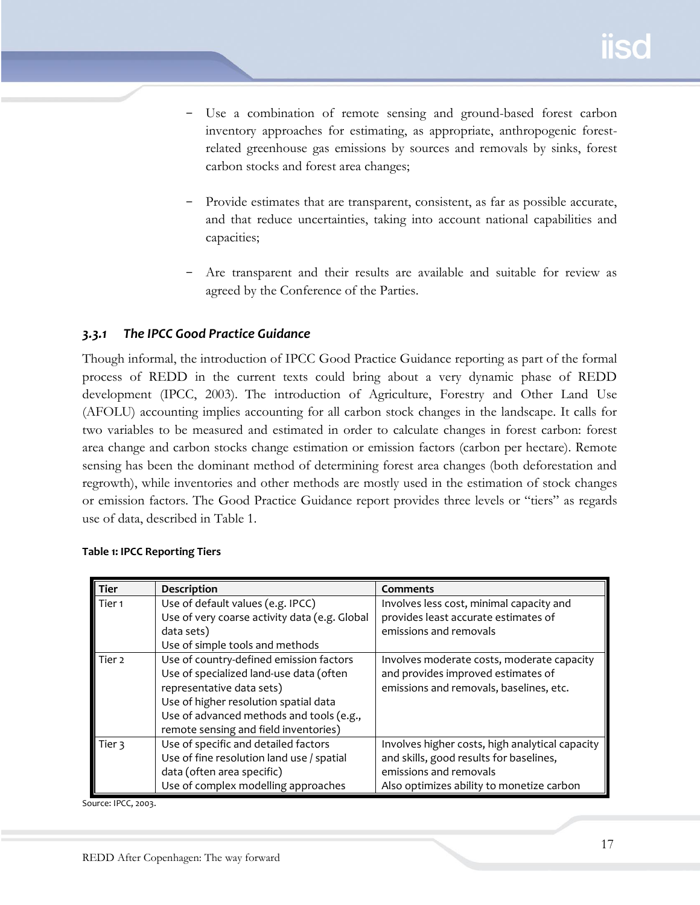- Use a combination of remote sensing and ground-based forest carbon inventory approaches for estimating, as appropriate, anthropogenic forest-related greenhouse gas emissions by sources and removals by sinks, forest carbon stocks and forest area changes;

- Provide estimates that are transparent, consistent, as far as possible accurate, and that reduce uncertainties, taking into account national capabilities and capacities;

- Are transparent and their results are available and suitable for review as agreed by the Conference of the Parties.

### *3.3.1 The IPCC Good Practice Guidance*

Though informal, the introduction of IPCC Good Practice Guidance reporting as part of the formal process of REDD in the current texts could bring about a very dynamic phase of REDD development (IPCC, 2003). The introduction of Agriculture, Forestry and Other Land Use (AFOLU) accounting implies accounting for all carbon stock changes in the landscape. It calls for two variables to be measured and estimated in order to calculate changes in forest carbon: forest area change and carbon stocks change estimation or emission factors (carbon per hectare). Remote sensing has been the dominant method of determining forest area changes (both deforestation and regrowth), while inventories and other methods are mostly used in the estimation of stock changes or emission factors. The Good Practice Guidance report provides three levels or "tiers" as regards use of data, described in Table 1.

**Table 1: IPCC Reporting Tiers**

| Tier | Description | Comments |
|---|---|---|
| Tier 1 | Use of default values (e.g. IPCC)<br>Use of very coarse activity data (e.g. Global data sets)<br>Use of simple tools and methods | Involves less cost, minimal capacity and provides least accurate estimates of emissions and removals |
| Tier 2 | Use of country-defined emission factors<br>Use of specialized land-use data (often representative data sets)<br>Use of higher resolution spatial data<br>Use of advanced methods and tools (e.g., remote sensing and field inventories) | Involves moderate costs, moderate capacity and provides improved estimates of emissions and removals, baselines, etc. |
| Tier 3 | Use of specific and detailed factors<br>Use of fine resolution land use / spatial data (often area specific)<br>Use of complex modelling approaches | Involves higher costs, high analytical capacity and skills, good results for baselines, emissions and removals<br>Also optimizes ability to monetize carbon |

Source: IPCC, 2003.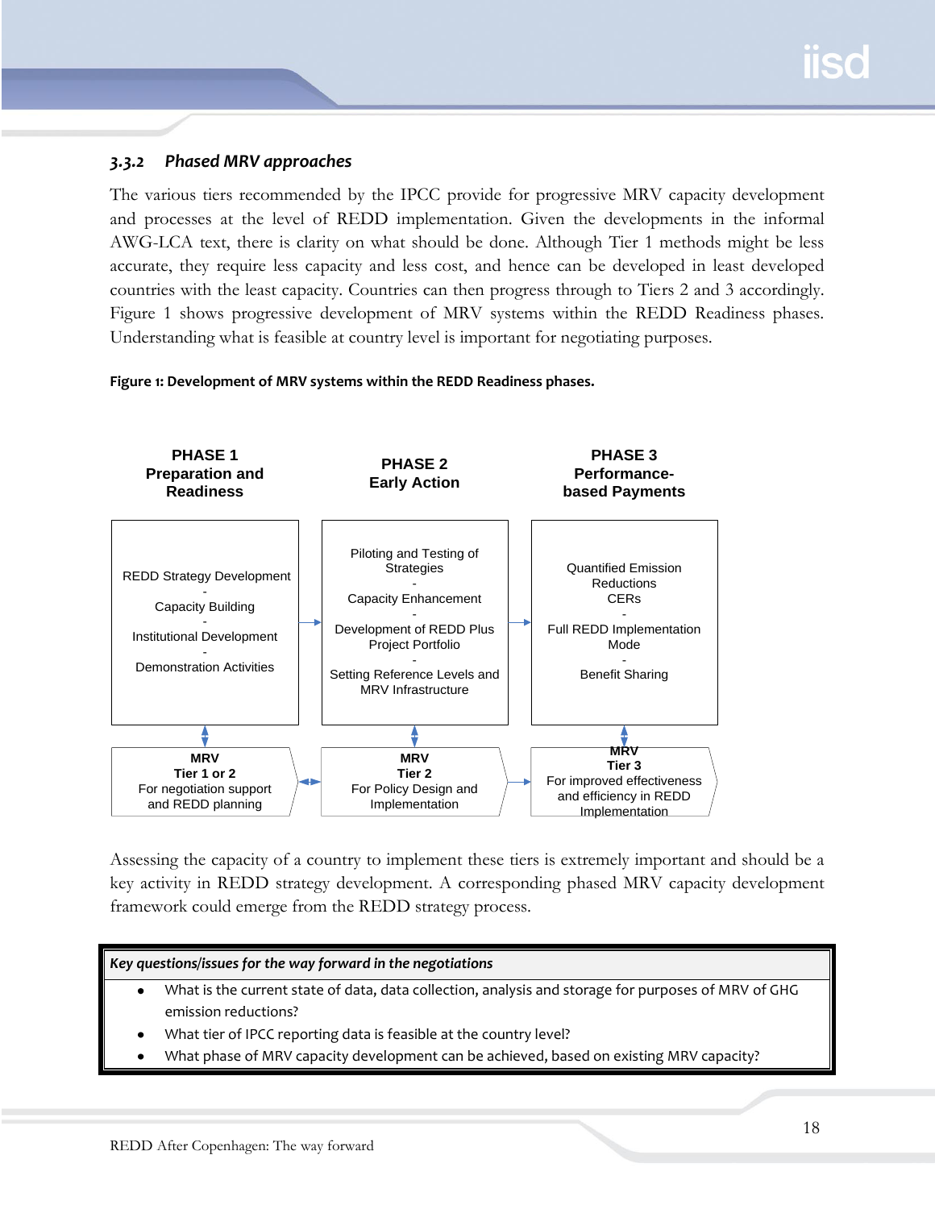### *3.3.2 Phased MRV approaches*

The various tiers recommended by the IPCC provide for progressive MRV capacity development and processes at the level of REDD implementation. Given the developments in the informal AWG-LCA text, there is clarity on what should be done. Although Tier 1 methods might be less accurate, they require less capacity and less cost, and hence can be developed in least developed countries with the least capacity. Countries can then progress through to Tiers 2 and 3 accordingly. Figure 1 shows progressive development of MRV systems within the REDD Readiness phases. Understanding what is feasible at country level is important for negotiating purposes.

**Figure 1: Development of MRV systems within the REDD Readiness phases.**

**PHASE 1**
**Preparation and Readiness**

REDD Strategy Development
-
Capacity Building
-
Institutional Development
-
Demonstration Activities

**MRV**
**Tier 1 or 2**
For negotiation support and REDD planning

**PHASE 2**
**Early Action**

Piloting and Testing of Strategies
-
Capacity Enhancement
-
Development of REDD Plus Project Portfolio
-
Setting Reference Levels and MRV Infrastructure

**MRV**
**Tier 2**
For Policy Design and Implementation

**PHASE 3**
**Performance-based Payments**

Quantified Emission Reductions
CERs
-
Full REDD Implementation Mode
-
Benefit Sharing

**MRV**
**Tier 3**
For improved effectiveness and efficiency in REDD Implementation

Assessing the capacity of a country to implement these tiers is extremely important and should be a key activity in REDD strategy development. A corresponding phased MRV capacity development framework could emerge from the REDD strategy process.

***Key questions/issues for the way forward in the negotiations***

- What is the current state of data, data collection, analysis and storage for purposes of MRV of GHG emission reductions?
- What tier of IPCC reporting data is feasible at the country level?
- What phase of MRV capacity development can be achieved, based on existing MRV capacity?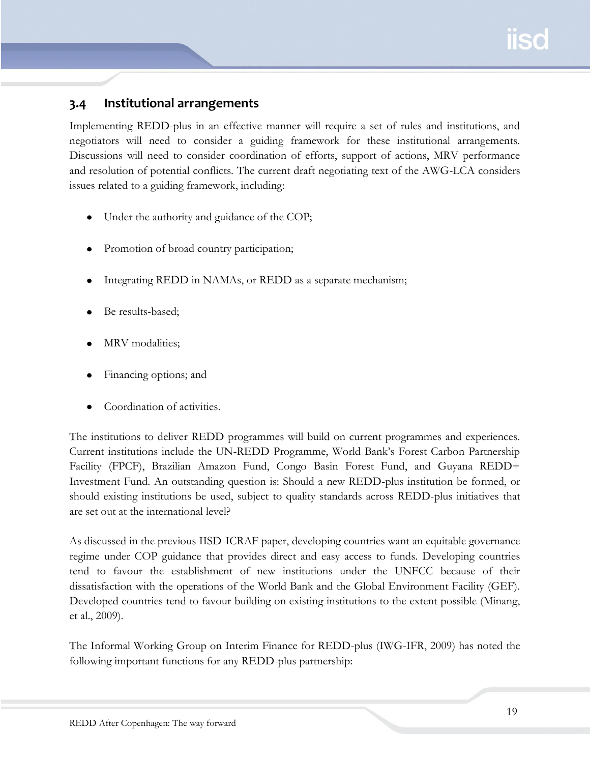## 3.4 Institutional arrangements

Implementing REDD-plus in an effective manner will require a set of rules and institutions, and negotiators will need to consider a guiding framework for these institutional arrangements. Discussions will need to consider coordination of efforts, support of actions, MRV performance and resolution of potential conflicts. The current draft negotiating text of the AWG-LCA considers issues related to a guiding framework, including:

- Under the authority and guidance of the COP;
- Promotion of broad country participation;
- Integrating REDD in NAMAs, or REDD as a separate mechanism;
- Be results-based;
- MRV modalities;
- Financing options; and
- Coordination of activities.

The institutions to deliver REDD programmes will build on current programmes and experiences. Current institutions include the UN-REDD Programme, World Bank's Forest Carbon Partnership Facility (FPCF), Brazilian Amazon Fund, Congo Basin Forest Fund, and Guyana REDD+ Investment Fund. An outstanding question is: Should a new REDD-plus institution be formed, or should existing institutions be used, subject to quality standards across REDD-plus initiatives that are set out at the international level?

As discussed in the previous IISD-ICRAF paper, developing countries want an equitable governance regime under COP guidance that provides direct and easy access to funds. Developing countries tend to favour the establishment of new institutions under the UNFCC because of their dissatisfaction with the operations of the World Bank and the Global Environment Facility (GEF). Developed countries tend to favour building on existing institutions to the extent possible (Minang, et al., 2009).

The Informal Working Group on Interim Finance for REDD-plus (IWG-IFR, 2009) has noted the following important functions for any REDD-plus partnership: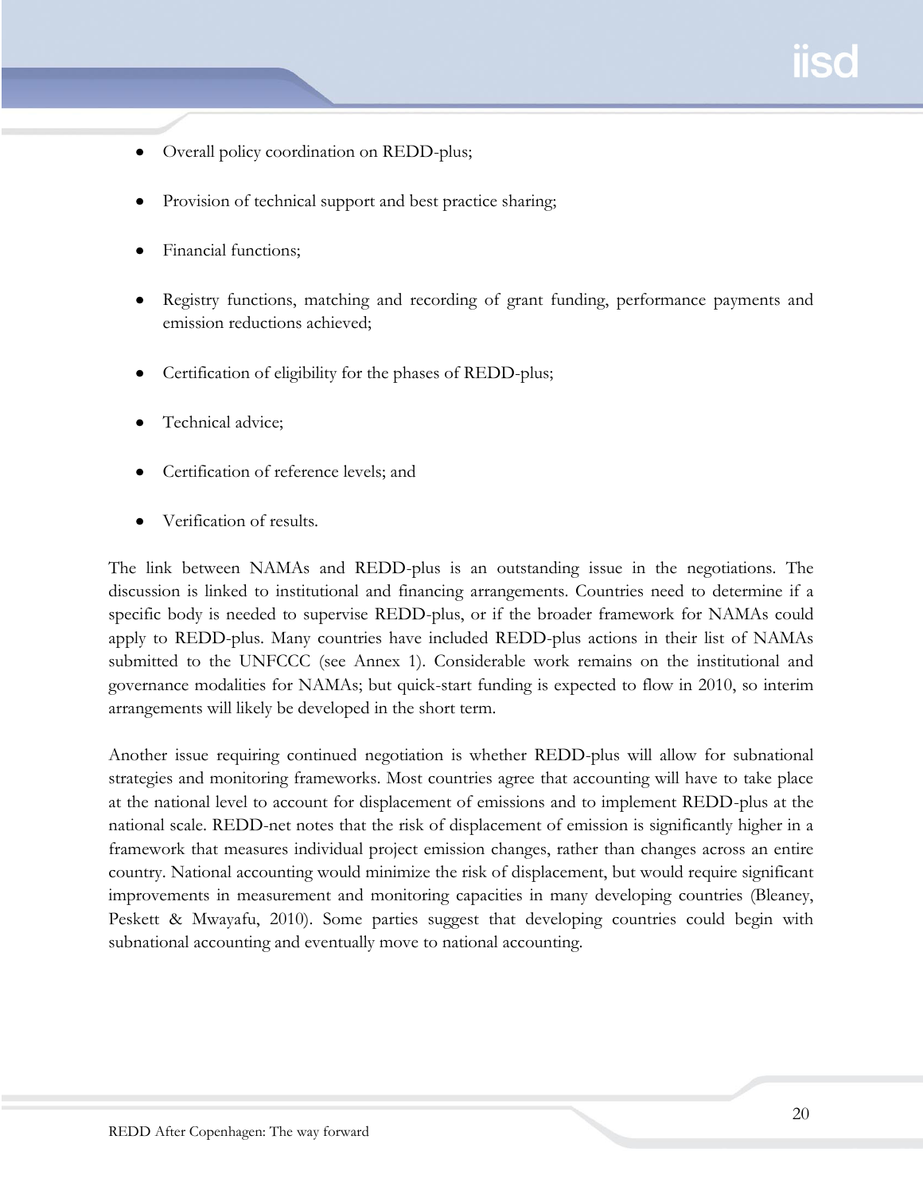- Overall policy coordination on REDD-plus;
- Provision of technical support and best practice sharing;
- Financial functions;
- Registry functions, matching and recording of grant funding, performance payments and emission reductions achieved;
- Certification of eligibility for the phases of REDD-plus;
- Technical advice;
- Certification of reference levels; and
- Verification of results.

The link between NAMAs and REDD-plus is an outstanding issue in the negotiations. The discussion is linked to institutional and financing arrangements. Countries need to determine if a specific body is needed to supervise REDD-plus, or if the broader framework for NAMAs could apply to REDD-plus. Many countries have included REDD-plus actions in their list of NAMAs submitted to the UNFCCC (see Annex 1). Considerable work remains on the institutional and governance modalities for NAMAs; but quick-start funding is expected to flow in 2010, so interim arrangements will likely be developed in the short term.

Another issue requiring continued negotiation is whether REDD-plus will allow for subnational strategies and monitoring frameworks. Most countries agree that accounting will have to take place at the national level to account for displacement of emissions and to implement REDD-plus at the national scale. REDD-net notes that the risk of displacement of emission is significantly higher in a framework that measures individual project emission changes, rather than changes across an entire country. National accounting would minimize the risk of displacement, but would require significant improvements in measurement and monitoring capacities in many developing countries (Bleaney, Peskett & Mwayafu, 2010). Some parties suggest that developing countries could begin with subnational accounting and eventually move to national accounting.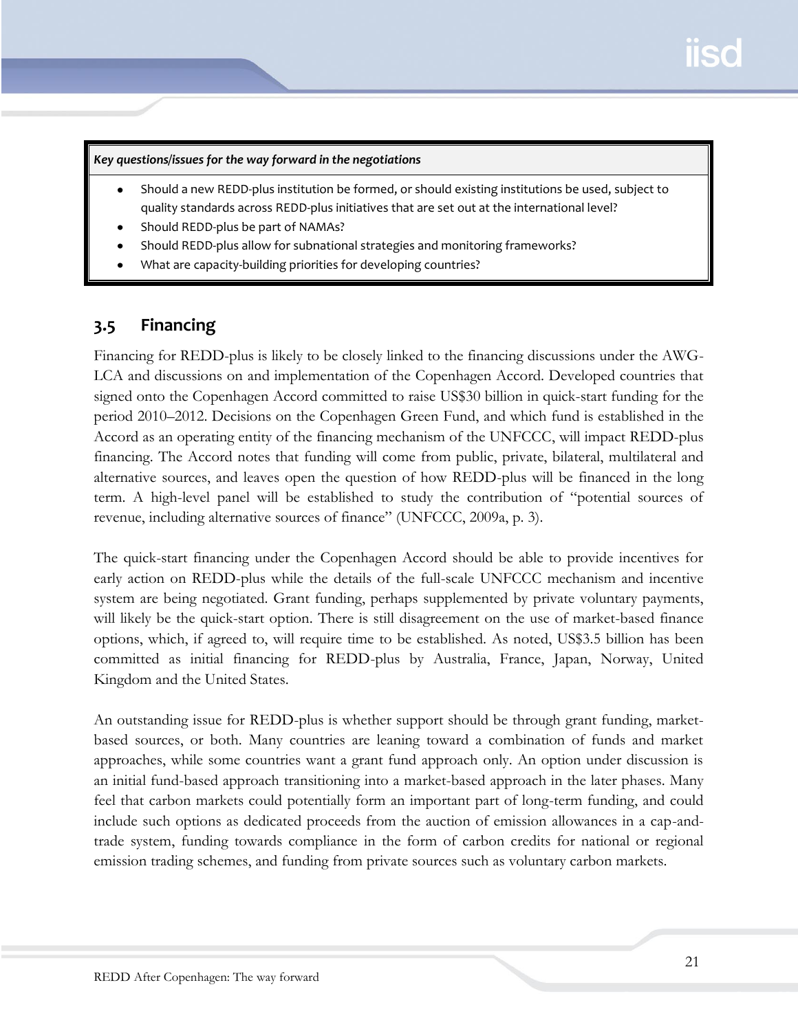*Key questions/issues for the way forward in the negotiations*

- Should a new REDD-plus institution be formed, or should existing institutions be used, subject to quality standards across REDD-plus initiatives that are set out at the international level?
- Should REDD-plus be part of NAMAs?
- Should REDD-plus allow for subnational strategies and monitoring frameworks?
- What are capacity-building priorities for developing countries?

## 3.5 Financing

Financing for REDD-plus is likely to be closely linked to the financing discussions under the AWG-LCA and discussions on and implementation of the Copenhagen Accord. Developed countries that signed onto the Copenhagen Accord committed to raise US$30 billion in quick-start funding for the period 2010–2012. Decisions on the Copenhagen Green Fund, and which fund is established in the Accord as an operating entity of the financing mechanism of the UNFCCC, will impact REDD-plus financing. The Accord notes that funding will come from public, private, bilateral, multilateral and alternative sources, and leaves open the question of how REDD-plus will be financed in the long term. A high-level panel will be established to study the contribution of "potential sources of revenue, including alternative sources of finance" (UNFCCC, 2009a, p. 3).

The quick-start financing under the Copenhagen Accord should be able to provide incentives for early action on REDD-plus while the details of the full-scale UNFCCC mechanism and incentive system are being negotiated. Grant funding, perhaps supplemented by private voluntary payments, will likely be the quick-start option. There is still disagreement on the use of market-based finance options, which, if agreed to, will require time to be established. As noted, US$3.5 billion has been committed as initial financing for REDD-plus by Australia, France, Japan, Norway, United Kingdom and the United States.

An outstanding issue for REDD-plus is whether support should be through grant funding, market-based sources, or both. Many countries are leaning toward a combination of funds and market approaches, while some countries want a grant fund approach only. An option under discussion is an initial fund-based approach transitioning into a market-based approach in the later phases. Many feel that carbon markets could potentially form an important part of long-term funding, and could include such options as dedicated proceeds from the auction of emission allowances in a cap-and-trade system, funding towards compliance in the form of carbon credits for national or regional emission trading schemes, and funding from private sources such as voluntary carbon markets.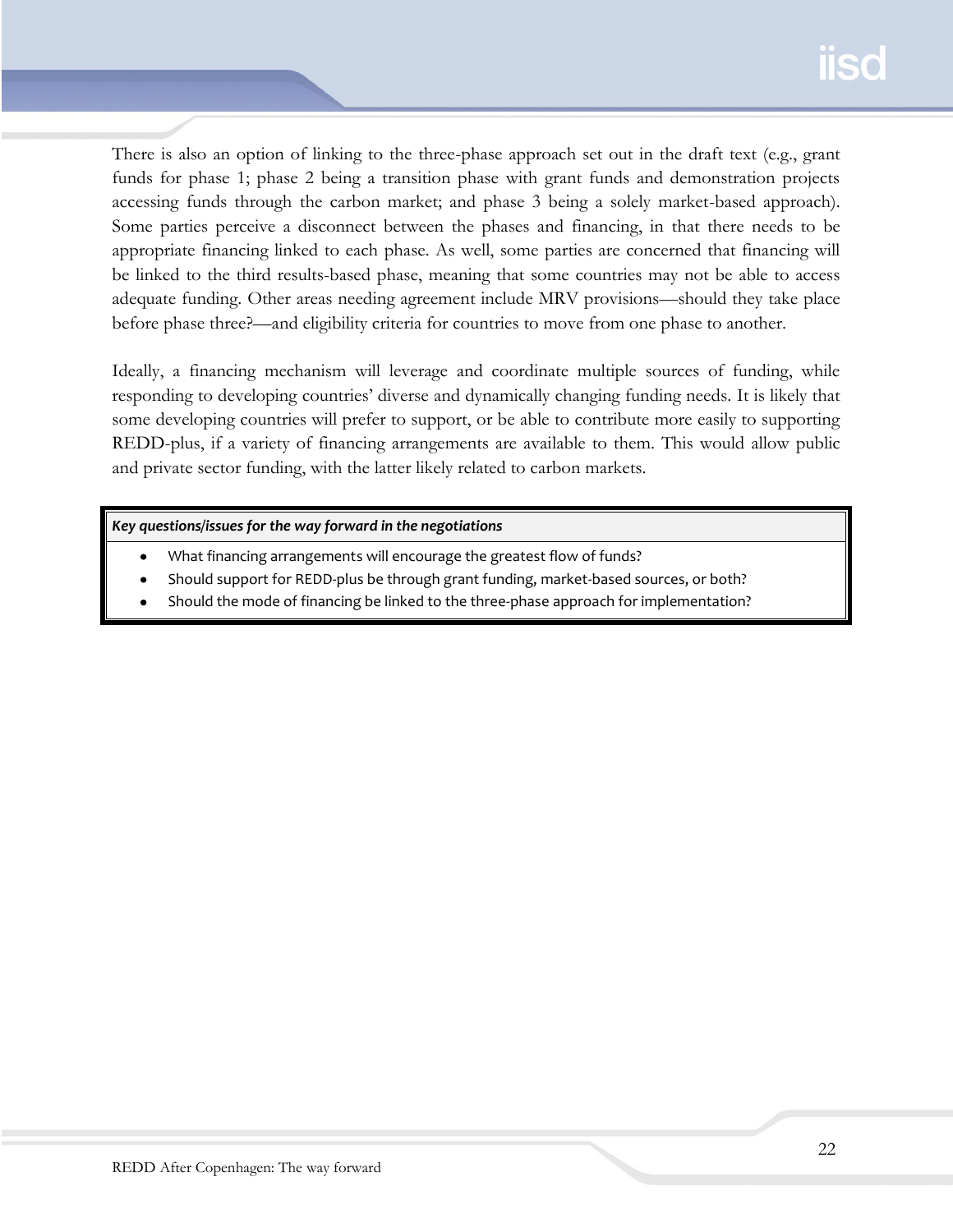There is also an option of linking to the three-phase approach set out in the draft text (e.g., grant funds for phase 1; phase 2 being a transition phase with grant funds and demonstration projects accessing funds through the carbon market; and phase 3 being a solely market-based approach). Some parties perceive a disconnect between the phases and financing, in that there needs to be appropriate financing linked to each phase. As well, some parties are concerned that financing will be linked to the third results-based phase, meaning that some countries may not be able to access adequate funding. Other areas needing agreement include MRV provisions—should they take place before phase three?—and eligibility criteria for countries to move from one phase to another.

Ideally, a financing mechanism will leverage and coordinate multiple sources of funding, while responding to developing countries' diverse and dynamically changing funding needs. It is likely that some developing countries will prefer to support, or be able to contribute more easily to supporting REDD-plus, if a variety of financing arrangements are available to them. This would allow public and private sector funding, with the latter likely related to carbon markets.

***Key questions/issues for the way forward in the negotiations***

- What financing arrangements will encourage the greatest flow of funds?
- Should support for REDD-plus be through grant funding, market-based sources, or both?
- Should the mode of financing be linked to the three-phase approach for implementation?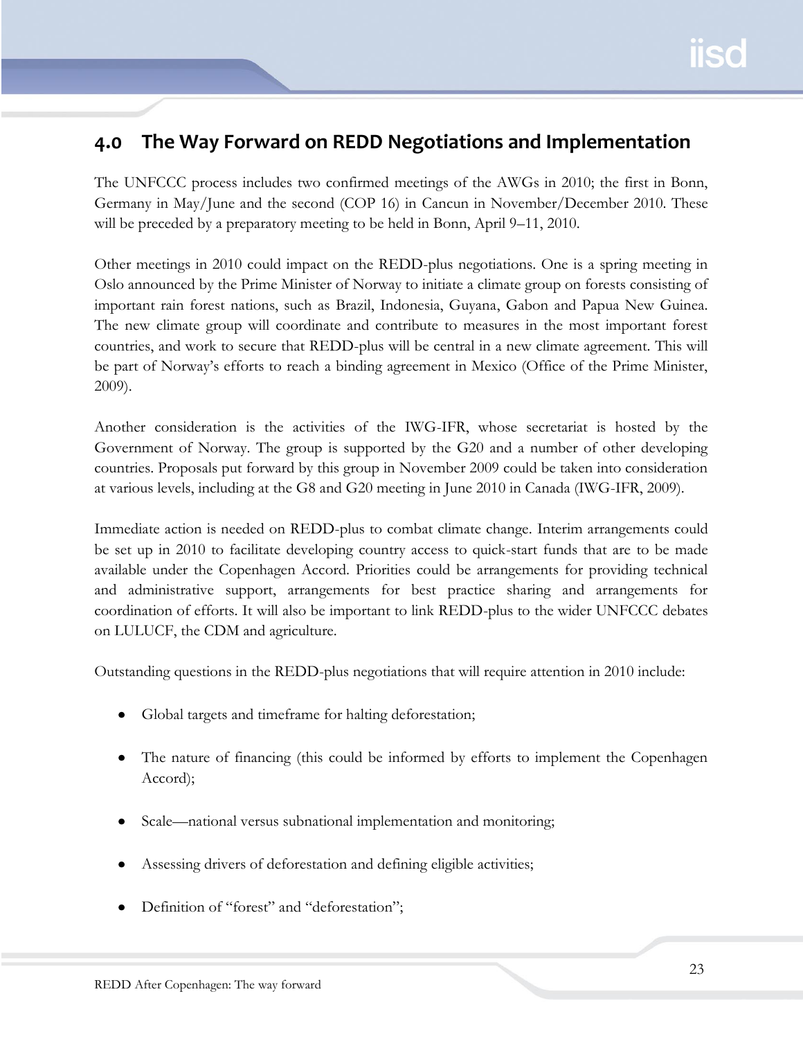## 4.0 The Way Forward on REDD Negotiations and Implementation

The UNFCCC process includes two confirmed meetings of the AWGs in 2010; the first in Bonn, Germany in May/June and the second (COP 16) in Cancun in November/December 2010. These will be preceded by a preparatory meeting to be held in Bonn, April 9–11, 2010.

Other meetings in 2010 could impact on the REDD-plus negotiations. One is a spring meeting in Oslo announced by the Prime Minister of Norway to initiate a climate group on forests consisting of important rain forest nations, such as Brazil, Indonesia, Guyana, Gabon and Papua New Guinea. The new climate group will coordinate and contribute to measures in the most important forest countries, and work to secure that REDD-plus will be central in a new climate agreement. This will be part of Norway's efforts to reach a binding agreement in Mexico (Office of the Prime Minister, 2009).

Another consideration is the activities of the IWG-IFR, whose secretariat is hosted by the Government of Norway. The group is supported by the G20 and a number of other developing countries. Proposals put forward by this group in November 2009 could be taken into consideration at various levels, including at the G8 and G20 meeting in June 2010 in Canada (IWG-IFR, 2009).

Immediate action is needed on REDD-plus to combat climate change. Interim arrangements could be set up in 2010 to facilitate developing country access to quick-start funds that are to be made available under the Copenhagen Accord. Priorities could be arrangements for providing technical and administrative support, arrangements for best practice sharing and arrangements for coordination of efforts. It will also be important to link REDD-plus to the wider UNFCCC debates on LULUCF, the CDM and agriculture.

Outstanding questions in the REDD-plus negotiations that will require attention in 2010 include:

- Global targets and timeframe for halting deforestation;
- The nature of financing (this could be informed by efforts to implement the Copenhagen Accord);
- Scale—national versus subnational implementation and monitoring;
- Assessing drivers of deforestation and defining eligible activities;
- Definition of "forest" and "deforestation";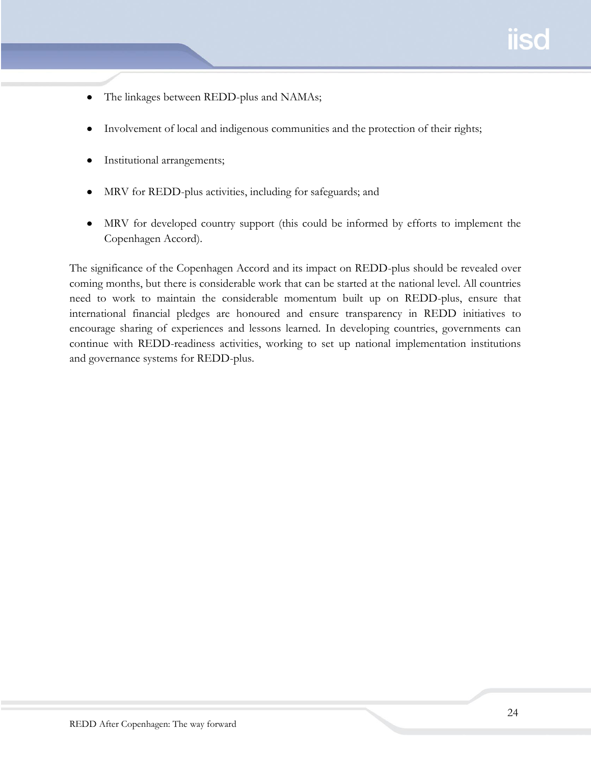- The linkages between REDD-plus and NAMAs;
- Involvement of local and indigenous communities and the protection of their rights;
- Institutional arrangements;
- MRV for REDD-plus activities, including for safeguards; and
- MRV for developed country support (this could be informed by efforts to implement the Copenhagen Accord).

The significance of the Copenhagen Accord and its impact on REDD-plus should be revealed over coming months, but there is considerable work that can be started at the national level. All countries need to work to maintain the considerable momentum built up on REDD-plus, ensure that international financial pledges are honoured and ensure transparency in REDD initiatives to encourage sharing of experiences and lessons learned. In developing countries, governments can continue with REDD-readiness activities, working to set up national implementation institutions and governance systems for REDD-plus.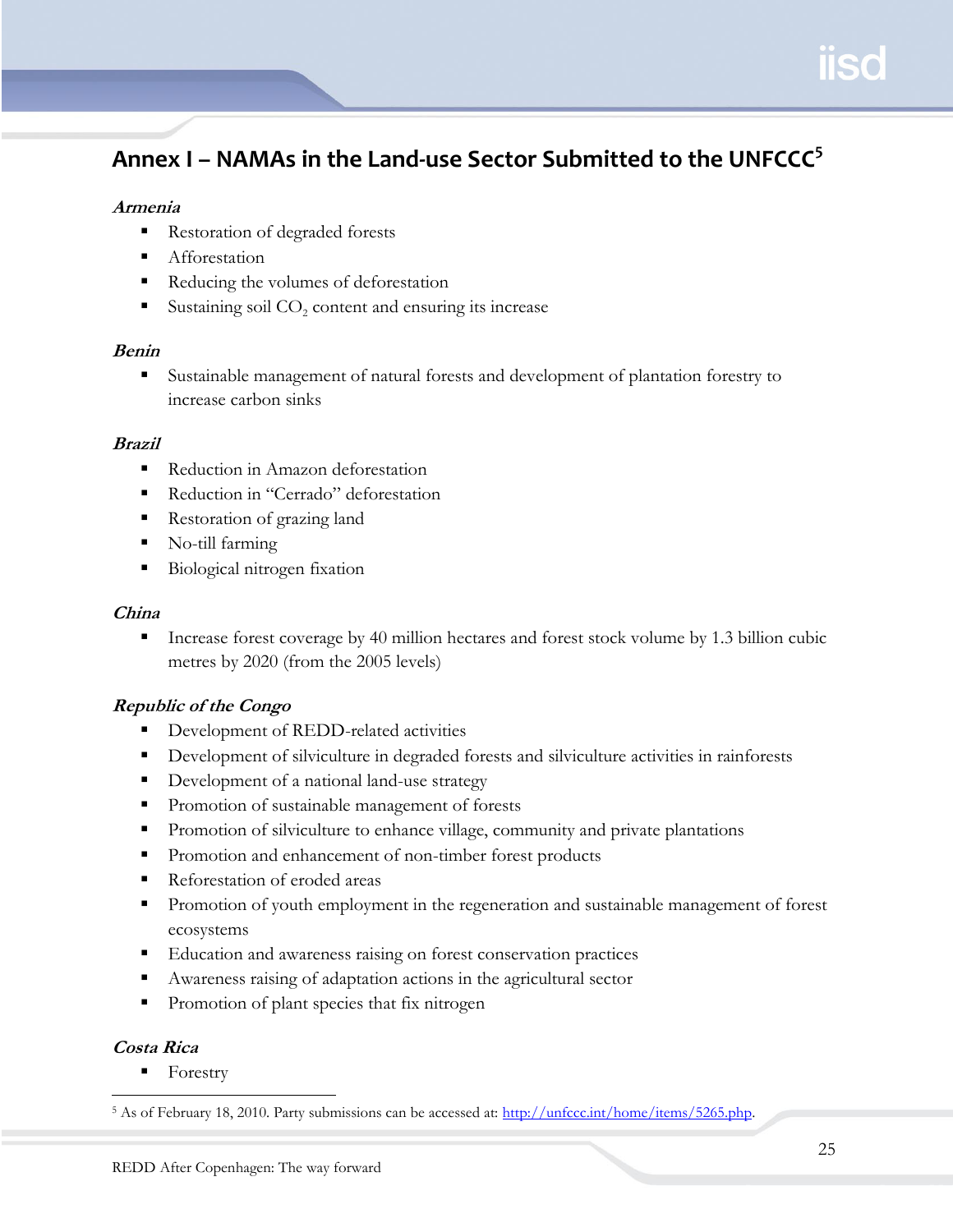# Annex I – NAMAs in the Land-use Sector Submitted to the UNFCCC[5]

***Armenia***

- Restoration of degraded forests
- Afforestation
- Reducing the volumes of deforestation
- Sustaining soil $CO_2$ content and ensuring its increase

***Benin***

- Sustainable management of natural forests and development of plantation forestry to increase carbon sinks

***Brazil***

- Reduction in Amazon deforestation
- Reduction in "Cerrado" deforestation
- Restoration of grazing land
- No-till farming
- Biological nitrogen fixation

***China***

- Increase forest coverage by 40 million hectares and forest stock volume by 1.3 billion cubic metres by 2020 (from the 2005 levels)

***Republic of the Congo***

- Development of REDD-related activities
- Development of silviculture in degraded forests and silviculture activities in rainforests
- Development of a national land-use strategy
- Promotion of sustainable management of forests
- Promotion of silviculture to enhance village, community and private plantations
- Promotion and enhancement of non-timber forest products
- Reforestation of eroded areas
- Promotion of youth employment in the regeneration and sustainable management of forest ecosystems
- Education and awareness raising on forest conservation practices
- Awareness raising of adaptation actions in the agricultural sector
- Promotion of plant species that fix nitrogen

***Costa Rica***

- Forestry

---

[5] As of February 18, 2010. Party submissions can be accessed at: http://unfccc.int/home/items/5265.php.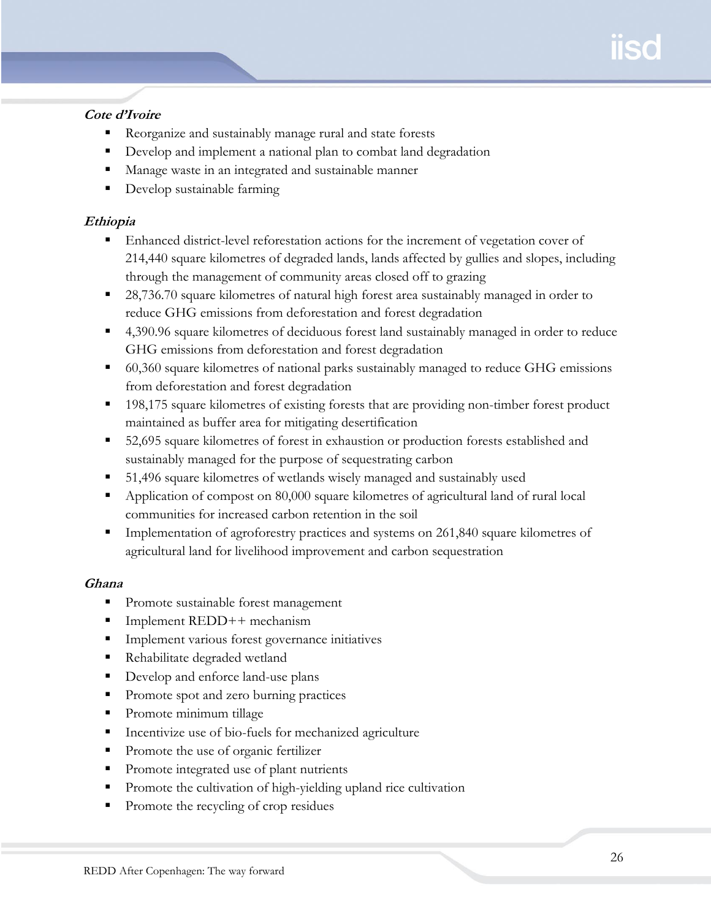***Cote d'Ivoire***

- Reorganize and sustainably manage rural and state forests
- Develop and implement a national plan to combat land degradation
- Manage waste in an integrated and sustainable manner
- Develop sustainable farming

***Ethiopia***

- Enhanced district-level reforestation actions for the increment of vegetation cover of 214,440 square kilometres of degraded lands, lands affected by gullies and slopes, including through the management of community areas closed off to grazing
- 28,736.70 square kilometres of natural high forest area sustainably managed in order to reduce GHG emissions from deforestation and forest degradation
- 4,390.96 square kilometres of deciduous forest land sustainably managed in order to reduce GHG emissions from deforestation and forest degradation
- 60,360 square kilometres of national parks sustainably managed to reduce GHG emissions from deforestation and forest degradation
- 198,175 square kilometres of existing forests that are providing non-timber forest product maintained as buffer area for mitigating desertification
- 52,695 square kilometres of forest in exhaustion or production forests established and sustainably managed for the purpose of sequestrating carbon
- 51,496 square kilometres of wetlands wisely managed and sustainably used
- Application of compost on 80,000 square kilometres of agricultural land of rural local communities for increased carbon retention in the soil
- Implementation of agroforestry practices and systems on 261,840 square kilometres of agricultural land for livelihood improvement and carbon sequestration

***Ghana***

- Promote sustainable forest management
- Implement REDD++ mechanism
- Implement various forest governance initiatives
- Rehabilitate degraded wetland
- Develop and enforce land-use plans
- Promote spot and zero burning practices
- Promote minimum tillage
- Incentivize use of bio-fuels for mechanized agriculture
- Promote the use of organic fertilizer
- Promote integrated use of plant nutrients
- Promote the cultivation of high-yielding upland rice cultivation
- Promote the recycling of crop residues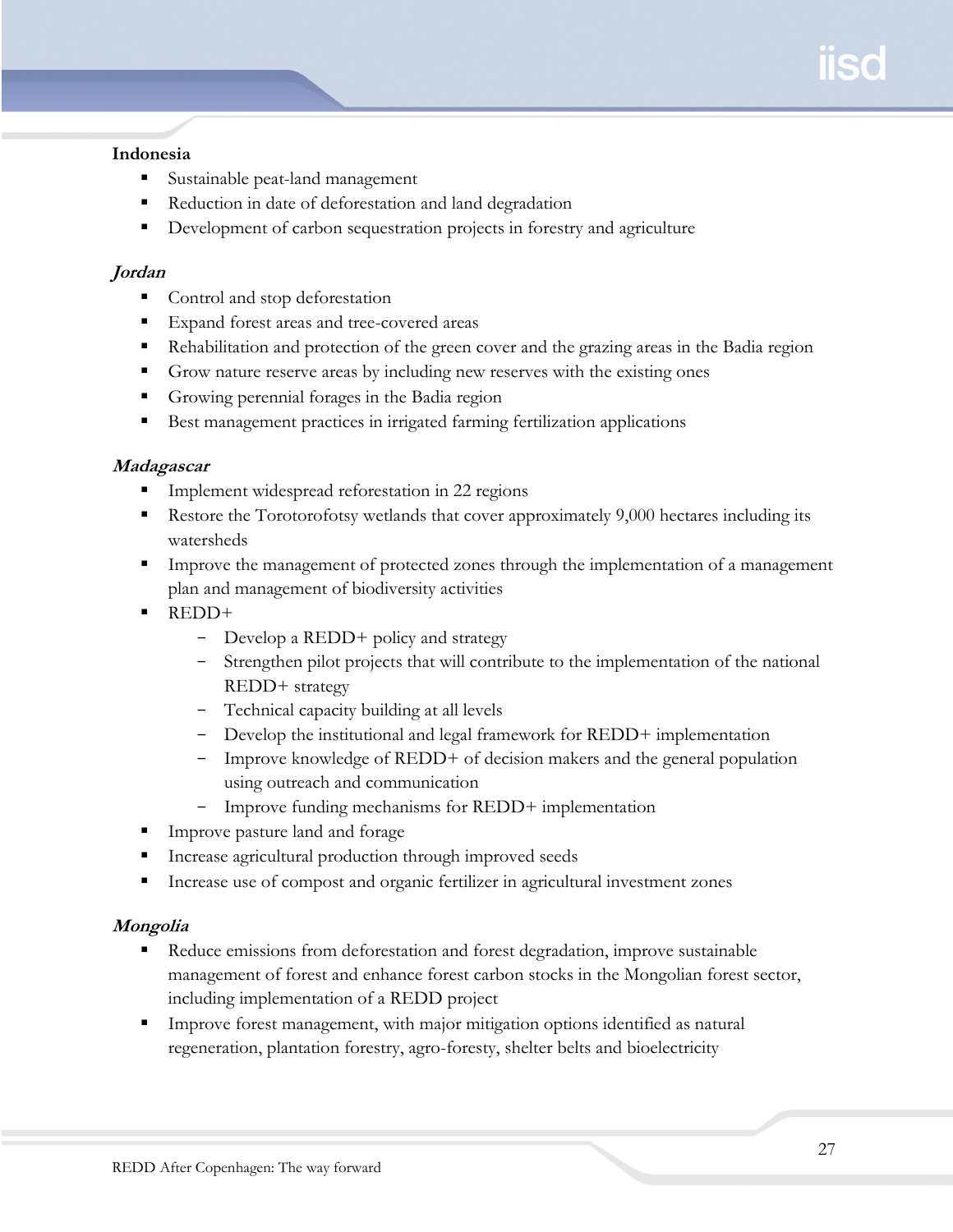**Indonesia**

- Sustainable peat-land management
- Reduction in date of deforestation and land degradation
- Development of carbon sequestration projects in forestry and agriculture

***Jordan***

- Control and stop deforestation
- Expand forest areas and tree-covered areas
- Rehabilitation and protection of the green cover and the grazing areas in the Badia region
- Grow nature reserve areas by including new reserves with the existing ones
- Growing perennial forages in the Badia region
- Best management practices in irrigated farming fertilization applications

***Madagascar***

- Implement widespread reforestation in 22 regions
- Restore the Torotorofotsy wetlands that cover approximately 9,000 hectares including its watersheds
- Improve the management of protected zones through the implementation of a management plan and management of biodiversity activities
- REDD+
  - Develop a REDD+ policy and strategy
  - Strengthen pilot projects that will contribute to the implementation of the national REDD+ strategy
  - Technical capacity building at all levels
  - Develop the institutional and legal framework for REDD+ implementation
  - Improve knowledge of REDD+ of decision makers and the general population using outreach and communication
  - Improve funding mechanisms for REDD+ implementation
- Improve pasture land and forage
- Increase agricultural production through improved seeds
- Increase use of compost and organic fertilizer in agricultural investment zones

***Mongolia***

- Reduce emissions from deforestation and forest degradation, improve sustainable management of forest and enhance forest carbon stocks in the Mongolian forest sector, including implementation of a REDD project
- Improve forest management, with major mitigation options identified as natural regeneration, plantation forestry, agro-foresty, shelter belts and bioelectricity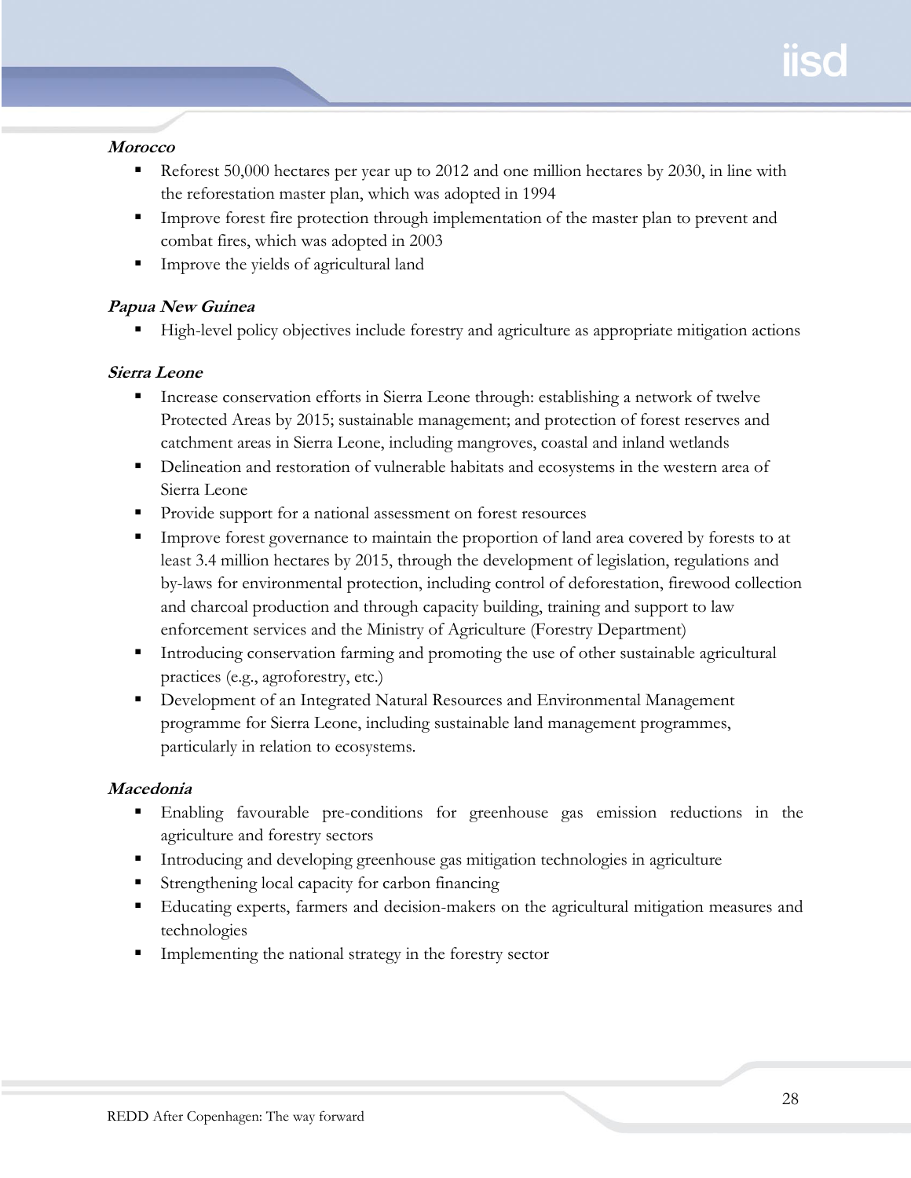***Morocco***

- Reforest 50,000 hectares per year up to 2012 and one million hectares by 2030, in line with the reforestation master plan, which was adopted in 1994
- Improve forest fire protection through implementation of the master plan to prevent and combat fires, which was adopted in 2003
- Improve the yields of agricultural land

***Papua New Guinea***

- High-level policy objectives include forestry and agriculture as appropriate mitigation actions

***Sierra Leone***

- Increase conservation efforts in Sierra Leone through: establishing a network of twelve Protected Areas by 2015; sustainable management; and protection of forest reserves and catchment areas in Sierra Leone, including mangroves, coastal and inland wetlands
- Delineation and restoration of vulnerable habitats and ecosystems in the western area of Sierra Leone
- Provide support for a national assessment on forest resources
- Improve forest governance to maintain the proportion of land area covered by forests to at least 3.4 million hectares by 2015, through the development of legislation, regulations and by-laws for environmental protection, including control of deforestation, firewood collection and charcoal production and through capacity building, training and support to law enforcement services and the Ministry of Agriculture (Forestry Department)
- Introducing conservation farming and promoting the use of other sustainable agricultural practices (e.g., agroforestry, etc.)
- Development of an Integrated Natural Resources and Environmental Management programme for Sierra Leone, including sustainable land management programmes, particularly in relation to ecosystems.

***Macedonia***

- Enabling favourable pre-conditions for greenhouse gas emission reductions in the agriculture and forestry sectors
- Introducing and developing greenhouse gas mitigation technologies in agriculture
- Strengthening local capacity for carbon financing
- Educating experts, farmers and decision-makers on the agricultural mitigation measures and technologies
- Implementing the national strategy in the forestry sector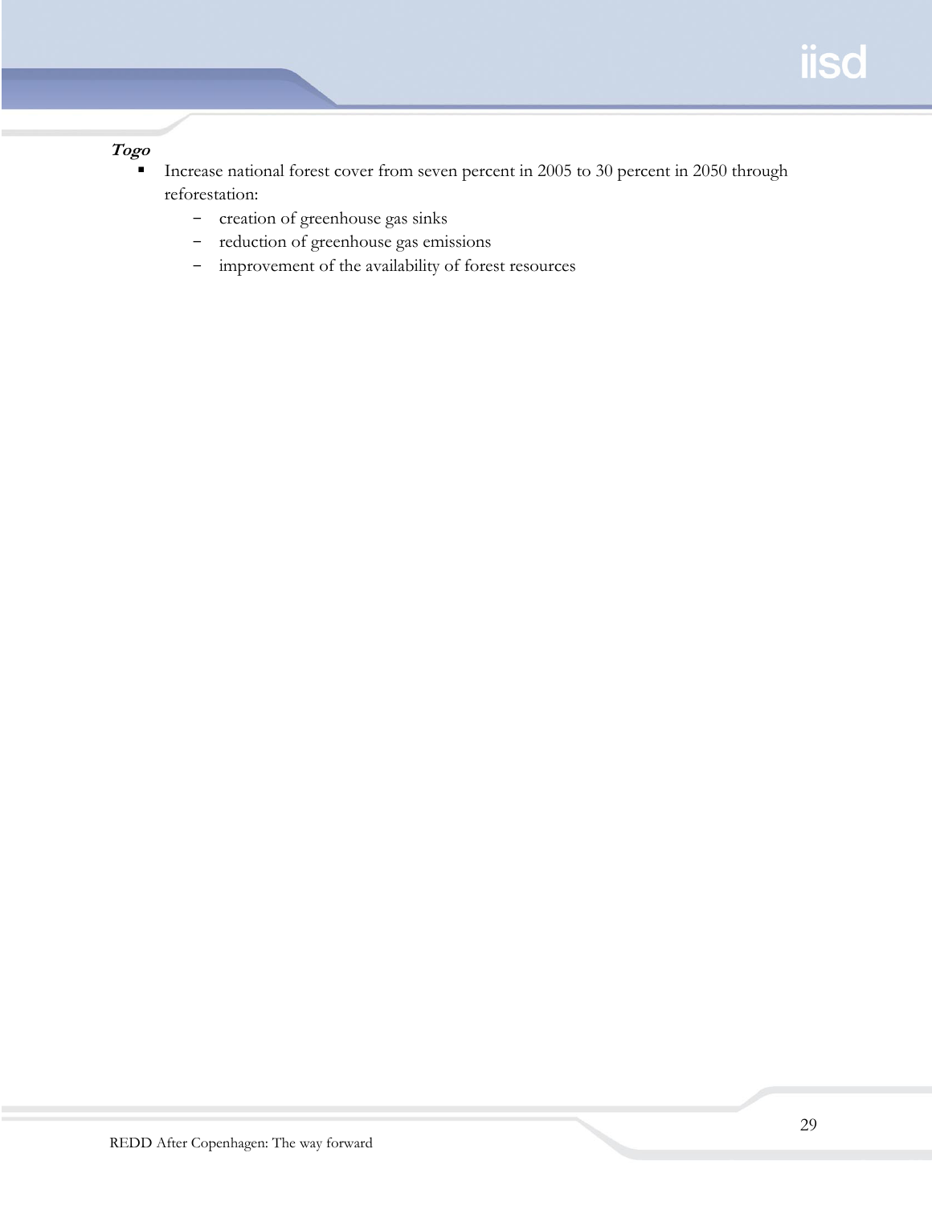***Togo***

- Increase national forest cover from seven percent in 2005 to 30 percent in 2050 through reforestation:
  - creation of greenhouse gas sinks
  - reduction of greenhouse gas emissions
  - improvement of the availability of forest resources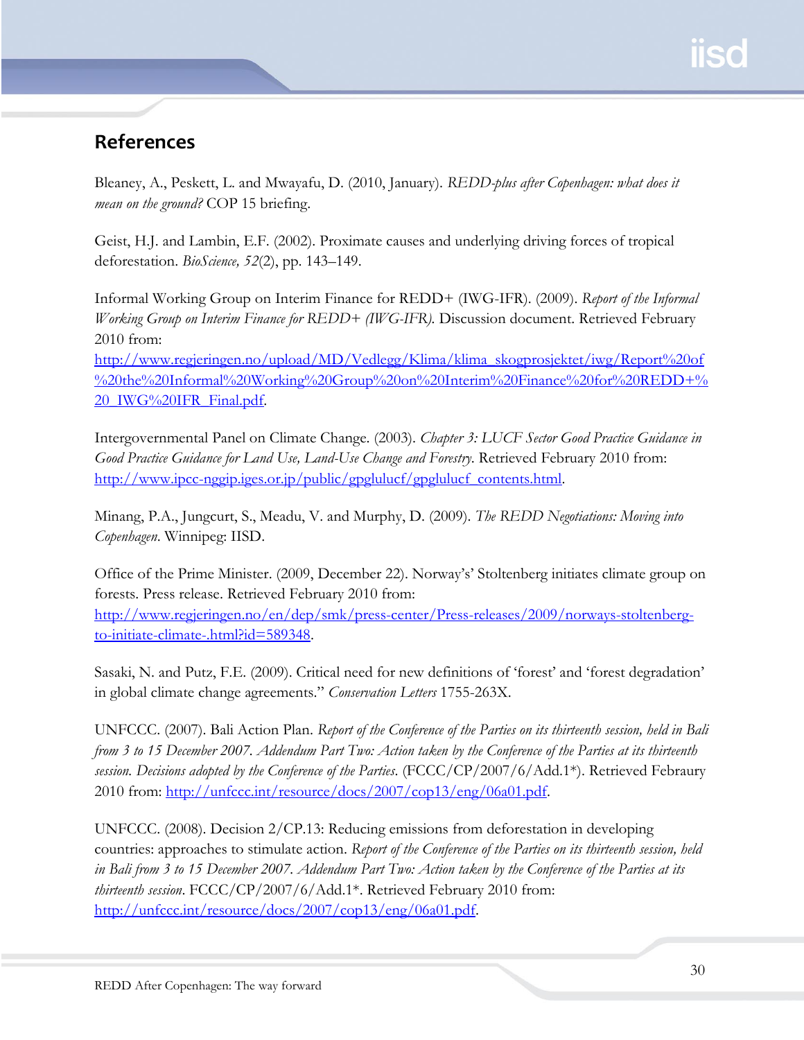## References

Bleaney, A., Peskett, L. and Mwayafu, D. (2010, January). *REDD-plus after Copenhagen: what does it mean on the ground?* COP 15 briefing.

Geist, H.J. and Lambin, E.F. (2002). Proximate causes and underlying driving forces of tropical deforestation. *BioScience, 52*(2), pp. 143–149.

Informal Working Group on Interim Finance for REDD+ (IWG-IFR). (2009). *Report of the Informal Working Group on Interim Finance for REDD+ (IWG-IFR).* Discussion document. Retrieved February 2010 from: http://www.regjeringen.no/upload/MD/Vedlegg/Klima/klima_skogprosjektet/iwg/Report%20of%20the%20Informal%20Working%20Group%20on%20Interim%20Finance%20for%20REDD+%20_IWG%20IFR_Final.pdf.

Intergovernmental Panel on Climate Change. (2003). *Chapter 3: LUCF Sector Good Practice Guidance in Good Practice Guidance for Land Use, Land-Use Change and Forestry*. Retrieved February 2010 from: http://www.ipcc-nggip.iges.or.jp/public/gpglulucf/gpglulucf_contents.html.

Minang, P.A., Jungcurt, S., Meadu, V. and Murphy, D. (2009). *The REDD Negotiations: Moving into Copenhagen*. Winnipeg: IISD.

Office of the Prime Minister. (2009, December 22). Norway's' Stoltenberg initiates climate group on forests. Press release. Retrieved February 2010 from: http://www.regjeringen.no/en/dep/smk/press-center/Press-releases/2009/norways-stoltenberg-to-initiate-climate-.html?id=589348.

Sasaki, N. and Putz, F.E. (2009). Critical need for new definitions of 'forest' and 'forest degradation' in global climate change agreements." *Conservation Letters* 1755-263X.

UNFCCC. (2007). Bali Action Plan. *Report of the Conference of the Parties on its thirteenth session, held in Bali from 3 to 15 December 2007. Addendum Part Two: Action taken by the Conference of the Parties at its thirteenth session. Decisions adopted by the Conference of the Parties*. (FCCC/CP/2007/6/Add.1*). Retrieved Febraury 2010 from: http://unfccc.int/resource/docs/2007/cop13/eng/06a01.pdf.

UNFCCC. (2008). Decision 2/CP.13: Reducing emissions from deforestation in developing countries: approaches to stimulate action. *Report of the Conference of the Parties on its thirteenth session, held in Bali from 3 to 15 December 2007. Addendum Part Two: Action taken by the Conference of the Parties at its thirteenth session*. FCCC/CP/2007/6/Add.1*. Retrieved February 2010 from: http://unfccc.int/resource/docs/2007/cop13/eng/06a01.pdf.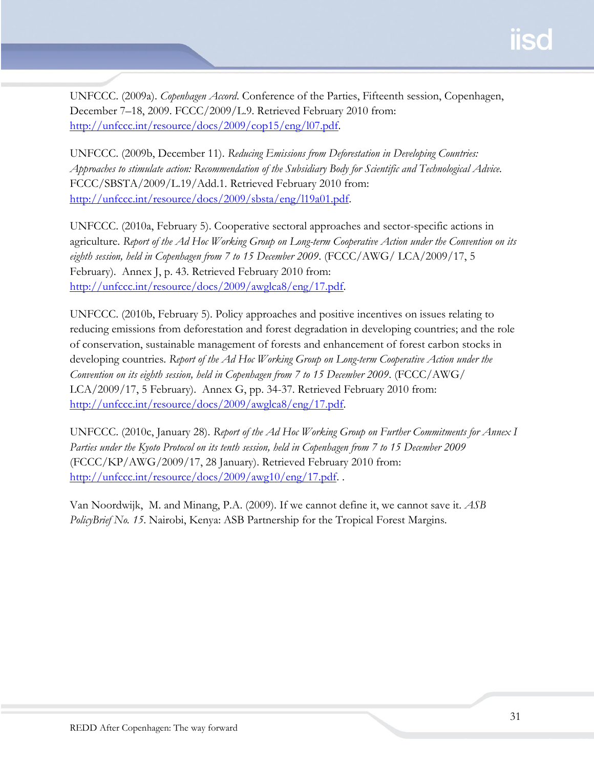UNFCCC. (2009a). *Copenhagen Accord*. Conference of the Parties, Fifteenth session, Copenhagen, December 7–18, 2009. FCCC/2009/L.9. Retrieved February 2010 from: http://unfccc.int/resource/docs/2009/cop15/eng/l07.pdf.

UNFCCC. (2009b, December 11). *Reducing Emissions from Deforestation in Developing Countries: Approaches to stimulate action: Recommendation of the Subsidiary Body for Scientific and Technological Advice.* FCCC/SBSTA/2009/L.19/Add.1. Retrieved February 2010 from: http://unfccc.int/resource/docs/2009/sbsta/eng/l19a01.pdf.

UNFCCC. (2010a, February 5). Cooperative sectoral approaches and sector-specific actions in agriculture. *Report of the Ad Hoc Working Group on Long-term Cooperative Action under the Convention on its eighth session, held in Copenhagen from 7 to 15 December 2009*. (FCCC/AWG/ LCA/2009/17, 5 February). Annex J, p. 43. Retrieved February 2010 from: http://unfccc.int/resource/docs/2009/awglca8/eng/17.pdf.

UNFCCC. (2010b, February 5). Policy approaches and positive incentives on issues relating to reducing emissions from deforestation and forest degradation in developing countries; and the role of conservation, sustainable management of forests and enhancement of forest carbon stocks in developing countries. *Report of the Ad Hoc Working Group on Long-term Cooperative Action under the Convention on its eighth session, held in Copenhagen from 7 to 15 December 2009*. (FCCC/AWG/ LCA/2009/17, 5 February). Annex G, pp. 34-37. Retrieved February 2010 from: http://unfccc.int/resource/docs/2009/awglca8/eng/17.pdf.

UNFCCC. (2010c, January 28). *Report of the Ad Hoc Working Group on Further Commitments for Annex I Parties under the Kyoto Protocol on its tenth session, held in Copenhagen from 7 to 15 December 2009* (FCCC/KP/AWG/2009/17, 28 January). Retrieved February 2010 from: http://unfccc.int/resource/docs/2009/awg10/eng/17.pdf. .

Van Noordwijk, M. and Minang, P.A. (2009). If we cannot define it, we cannot save it. *ASB PolicyBrief No. 15*. Nairobi, Kenya: ASB Partnership for the Tropical Forest Margins.